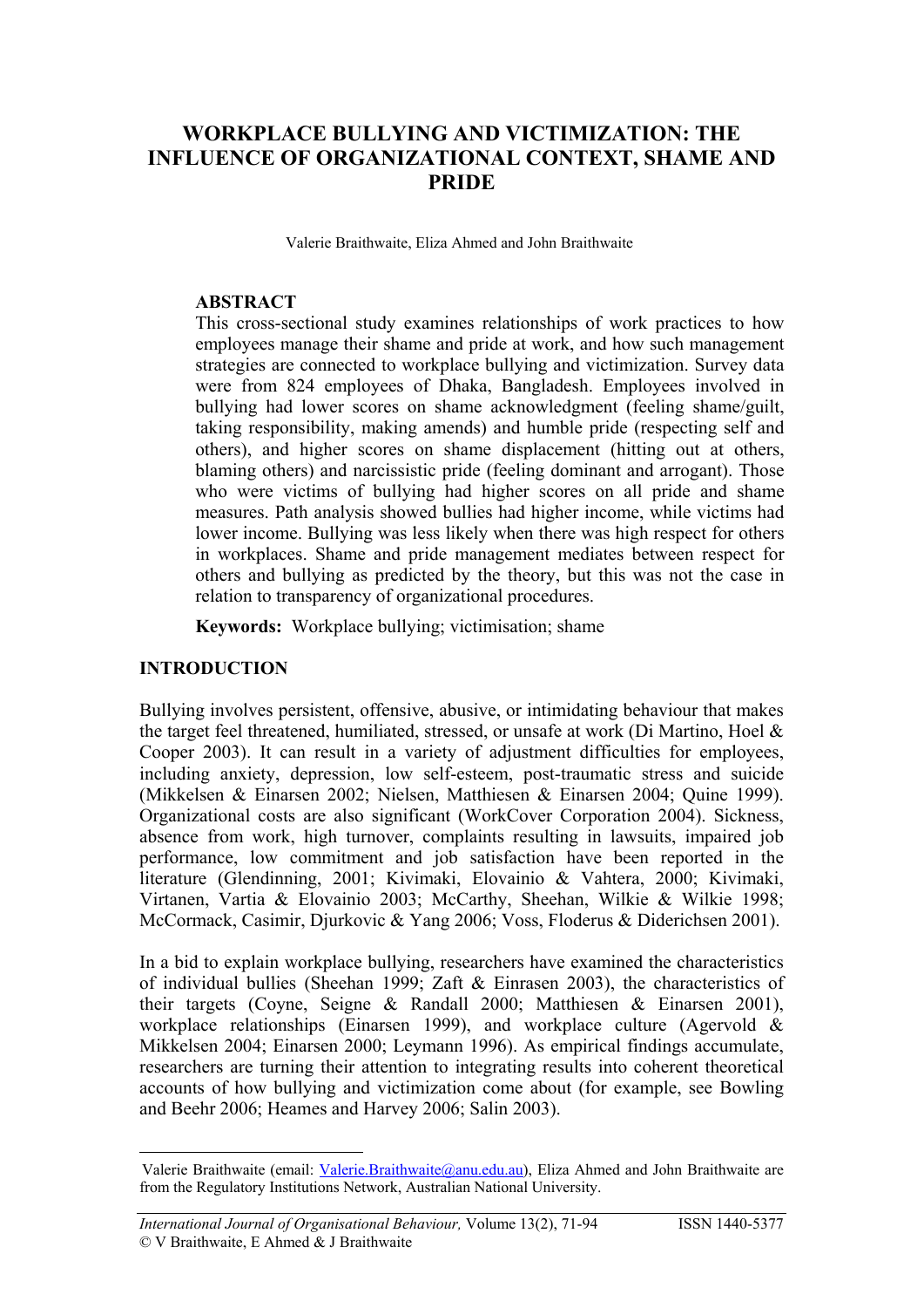# WORKPLACE BULLYING AND VICTIMIZATION: THE INFLUENCE OF ORGANIZATIONAL CONTEXT, SHAME AND PRIDE

Valerie Braithwaite, Eliza Ahmed and John Braithwaite

## ABSTRACT

This cross-sectional study examines relationships of work practices to how employees manage their shame and pride at work, and how such management strategies are connected to workplace bullying and victimization. Survey data were from 824 employees of Dhaka, Bangladesh. Employees involved in bullying had lower scores on shame acknowledgment (feeling shame/guilt, taking responsibility, making amends) and humble pride (respecting self and others), and higher scores on shame displacement (hitting out at others, blaming others) and narcissistic pride (feeling dominant and arrogant). Those who were victims of bullying had higher scores on all pride and shame measures. Path analysis showed bullies had higher income, while victims had lower income. Bullying was less likely when there was high respect for others in workplaces. Shame and pride management mediates between respect for others and bullying as predicted by the theory, but this was not the case in relation to transparency of organizational procedures.

**Keywords:** Workplace bullying; victimisation; shame

## INTRODUCTION

Bullying involves persistent, offensive, abusive, or intimidating behaviour that makes the target feel threatened, humiliated, stressed, or unsafe at work (Di Martino, Hoel & Cooper 2003). It can result in a variety of adjustment difficulties for employees, including anxiety, depression, low self-esteem, post-traumatic stress and suicide (Mikkelsen & Einarsen 2002; Nielsen, Matthiesen & Einarsen 2004; Quine 1999). Organizational costs are also significant (WorkCover Corporation 2004). Sickness, absence from work, high turnover, complaints resulting in lawsuits, impaired job performance, low commitment and job satisfaction have been reported in the literature (Glendinning, 2001; Kivimaki, Elovainio & Vahtera, 2000; Kivimaki, Virtanen, Vartia & Elovainio 2003; McCarthy, Sheehan, Wilkie & Wilkie 1998; McCormack, Casimir, Djurkovic & Yang 2006; Voss, Floderus & Diderichsen 2001).

In a bid to explain workplace bullying, researchers have examined the characteristics of individual bullies (Sheehan 1999; Zaft & Einrasen 2003), the characteristics of their targets (Coyne, Seigne & Randall 2000; Matthiesen & Einarsen 2001), workplace relationships (Einarsen 1999), and workplace culture (Agervold & Mikkelsen 2004; Einarsen 2000; Leymann 1996). As empirical findings accumulate, researchers are turning their attention to integrating results into coherent theoretical accounts of how bullying and victimization come about (for example, see Bowling and Beehr 2006; Heames and Harvey 2006; Salin 2003).

---

Valerie Braithwaite (email: Valerie.Braithwaite@anu.edu.au), Eliza Ahmed and John Braithwaite are from the Regulatory Institutions Network, Australian National University.

© V Braithwaite, E Ahmed & J Braithwaite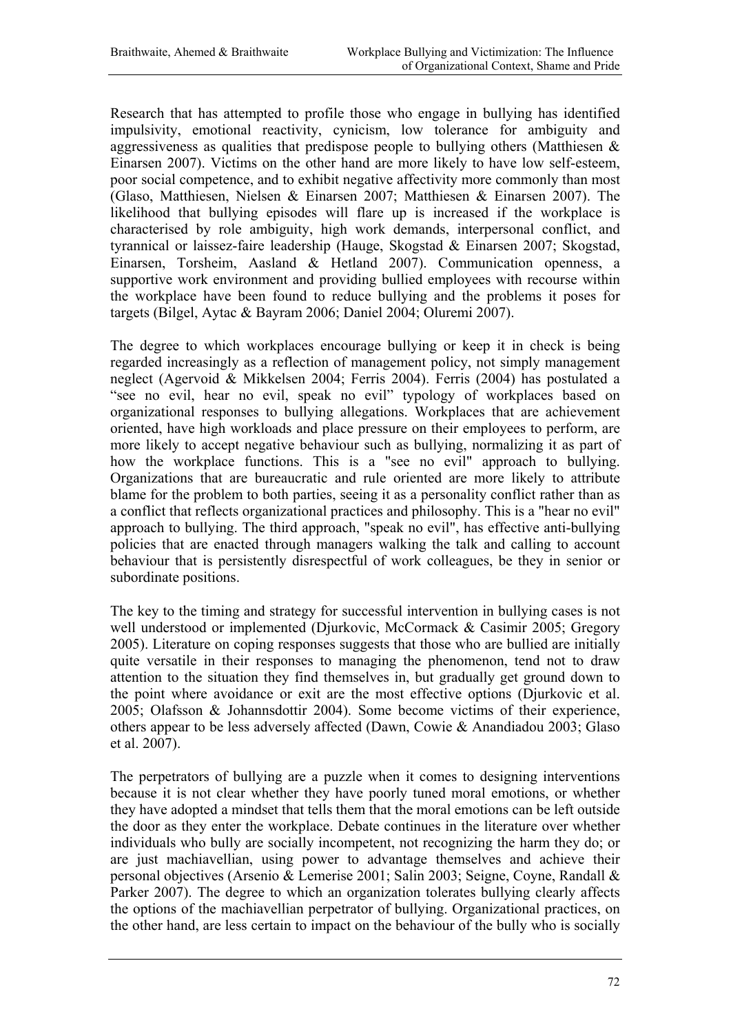Research that has attempted to profile those who engage in bullying has identified impulsivity, emotional reactivity, cynicism, low tolerance for ambiguity and aggressiveness as qualities that predispose people to bullying others (Matthiesen & Einarsen 2007). Victims on the other hand are more likely to have low self-esteem, poor social competence, and to exhibit negative affectivity more commonly than most (Glaso, Matthiesen, Nielsen & Einarsen 2007; Matthiesen & Einarsen 2007). The likelihood that bullying episodes will flare up is increased if the workplace is characterised by role ambiguity, high work demands, interpersonal conflict, and tyrannical or laissez-faire leadership (Hauge, Skogstad & Einarsen 2007; Skogstad, Einarsen, Torsheim, Aasland & Hetland 2007). Communication openness, a supportive work environment and providing bullied employees with recourse within the workplace have been found to reduce bullying and the problems it poses for targets (Bilgel, Aytac & Bayram 2006; Daniel 2004; Oluremi 2007).

The degree to which workplaces encourage bullying or keep it in check is being regarded increasingly as a reflection of management policy, not simply management neglect (Agervoid & Mikkelsen 2004; Ferris 2004). Ferris (2004) has postulated a "see no evil, hear no evil, speak no evil" typology of workplaces based on organizational responses to bullying allegations. Workplaces that are achievement oriented, have high workloads and place pressure on their employees to perform, are more likely to accept negative behaviour such as bullying, normalizing it as part of how the workplace functions. This is a "see no evil" approach to bullying. Organizations that are bureaucratic and rule oriented are more likely to attribute blame for the problem to both parties, seeing it as a personality conflict rather than as a conflict that reflects organizational practices and philosophy. This is a "hear no evil" approach to bullying. The third approach, "speak no evil", has effective anti-bullying policies that are enacted through managers walking the talk and calling to account behaviour that is persistently disrespectful of work colleagues, be they in senior or subordinate positions.

The key to the timing and strategy for successful intervention in bullying cases is not well understood or implemented (Djurkovic, McCormack & Casimir 2005; Gregory 2005). Literature on coping responses suggests that those who are bullied are initially quite versatile in their responses to managing the phenomenon, tend not to draw attention to the situation they find themselves in, but gradually get ground down to the point where avoidance or exit are the most effective options (Djurkovic et al. 2005; Olafsson & Johannsdottir 2004). Some become victims of their experience, others appear to be less adversely affected (Dawn, Cowie & Anandiadou 2003; Glaso et al. 2007).

The perpetrators of bullying are a puzzle when it comes to designing interventions because it is not clear whether they have poorly tuned moral emotions, or whether they have adopted a mindset that tells them that the moral emotions can be left outside the door as they enter the workplace. Debate continues in the literature over whether individuals who bully are socially incompetent, not recognizing the harm they do; or are just machiavellian, using power to advantage themselves and achieve their personal objectives (Arsenio & Lemerise 2001; Salin 2003; Seigne, Coyne, Randall & Parker 2007). The degree to which an organization tolerates bullying clearly affects the options of the machiavellian perpetrator of bullying. Organizational practices, on the other hand, are less certain to impact on the behaviour of the bully who is socially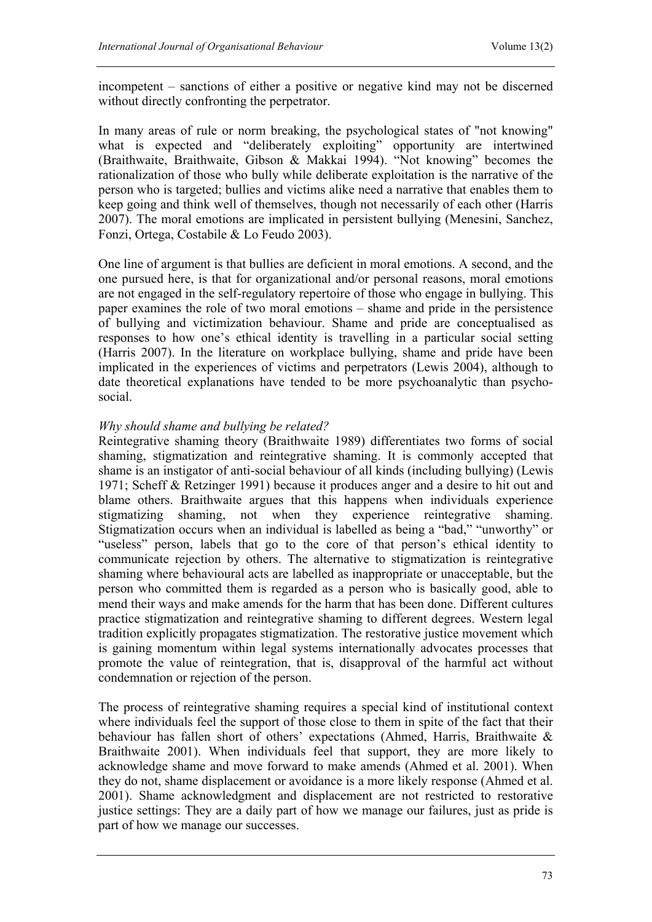incompetent – sanctions of either a positive or negative kind may not be discerned without directly confronting the perpetrator.

In many areas of rule or norm breaking, the psychological states of "not knowing" what is expected and "deliberately exploiting" opportunity are intertwined (Braithwaite, Braithwaite, Gibson & Makkai 1994). "Not knowing" becomes the rationalization of those who bully while deliberate exploitation is the narrative of the person who is targeted; bullies and victims alike need a narrative that enables them to keep going and think well of themselves, though not necessarily of each other (Harris 2007). The moral emotions are implicated in persistent bullying (Menesini, Sanchez, Fonzi, Ortega, Costabile & Lo Feudo 2003).

One line of argument is that bullies are deficient in moral emotions. A second, and the one pursued here, is that for organizational and/or personal reasons, moral emotions are not engaged in the self-regulatory repertoire of those who engage in bullying. This paper examines the role of two moral emotions – shame and pride in the persistence of bullying and victimization behaviour. Shame and pride are conceptualised as responses to how one's ethical identity is travelling in a particular social setting (Harris 2007). In the literature on workplace bullying, shame and pride have been implicated in the experiences of victims and perpetrators (Lewis 2004), although to date theoretical explanations have tended to be more psychoanalytic than psycho-social.

*Why should shame and bullying be related?*

Reintegrative shaming theory (Braithwaite 1989) differentiates two forms of social shaming, stigmatization and reintegrative shaming. It is commonly accepted that shame is an instigator of anti-social behaviour of all kinds (including bullying) (Lewis 1971; Scheff & Retzinger 1991) because it produces anger and a desire to hit out and blame others. Braithwaite argues that this happens when individuals experience stigmatizing shaming, not when they experience reintegrative shaming. Stigmatization occurs when an individual is labelled as being a "bad," "unworthy" or "useless" person, labels that go to the core of that person's ethical identity to communicate rejection by others. The alternative to stigmatization is reintegrative shaming where behavioural acts are labelled as inappropriate or unacceptable, but the person who committed them is regarded as a person who is basically good, able to mend their ways and make amends for the harm that has been done. Different cultures practice stigmatization and reintegrative shaming to different degrees. Western legal tradition explicitly propagates stigmatization. The restorative justice movement which is gaining momentum within legal systems internationally advocates processes that promote the value of reintegration, that is, disapproval of the harmful act without condemnation or rejection of the person.

The process of reintegrative shaming requires a special kind of institutional context where individuals feel the support of those close to them in spite of the fact that their behaviour has fallen short of others' expectations (Ahmed, Harris, Braithwaite & Braithwaite 2001). When individuals feel that support, they are more likely to acknowledge shame and move forward to make amends (Ahmed et al. 2001). When they do not, shame displacement or avoidance is a more likely response (Ahmed et al. 2001). Shame acknowledgment and displacement are not restricted to restorative justice settings: They are a daily part of how we manage our failures, just as pride is part of how we manage our successes.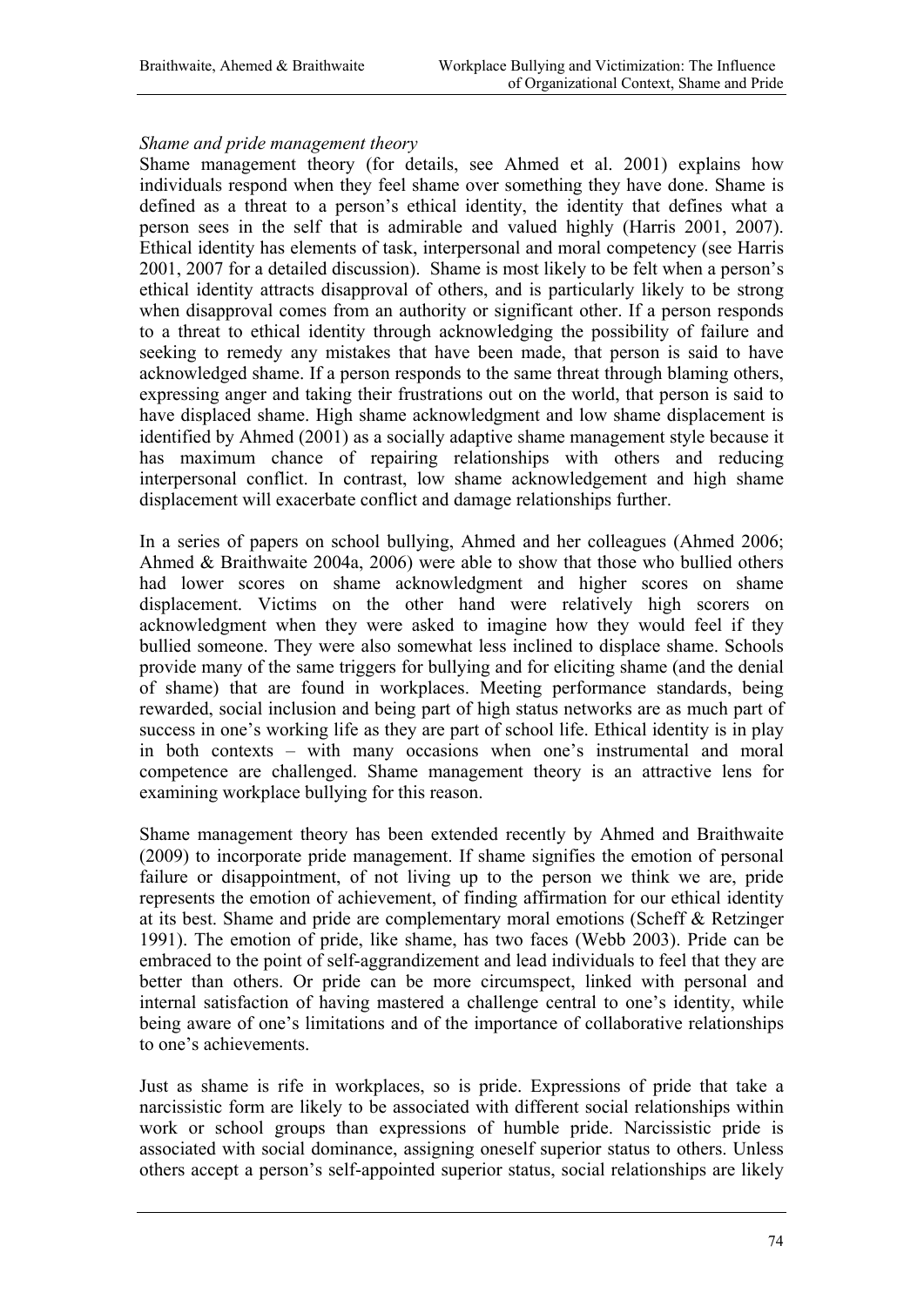*Shame and pride management theory*

Shame management theory (for details, see Ahmed et al. 2001) explains how individuals respond when they feel shame over something they have done. Shame is defined as a threat to a person's ethical identity, the identity that defines what a person sees in the self that is admirable and valued highly (Harris 2001, 2007). Ethical identity has elements of task, interpersonal and moral competency (see Harris 2001, 2007 for a detailed discussion). Shame is most likely to be felt when a person's ethical identity attracts disapproval of others, and is particularly likely to be strong when disapproval comes from an authority or significant other. If a person responds to a threat to ethical identity through acknowledging the possibility of failure and seeking to remedy any mistakes that have been made, that person is said to have acknowledged shame. If a person responds to the same threat through blaming others, expressing anger and taking their frustrations out on the world, that person is said to have displaced shame. High shame acknowledgment and low shame displacement is identified by Ahmed (2001) as a socially adaptive shame management style because it has maximum chance of repairing relationships with others and reducing interpersonal conflict. In contrast, low shame acknowledgement and high shame displacement will exacerbate conflict and damage relationships further.

In a series of papers on school bullying, Ahmed and her colleagues (Ahmed 2006; Ahmed & Braithwaite 2004a, 2006) were able to show that those who bullied others had lower scores on shame acknowledgment and higher scores on shame displacement. Victims on the other hand were relatively high scorers on acknowledgment when they were asked to imagine how they would feel if they bullied someone. They were also somewhat less inclined to displace shame. Schools provide many of the same triggers for bullying and for eliciting shame (and the denial of shame) that are found in workplaces. Meeting performance standards, being rewarded, social inclusion and being part of high status networks are as much part of success in one's working life as they are part of school life. Ethical identity is in play in both contexts – with many occasions when one's instrumental and moral competence are challenged. Shame management theory is an attractive lens for examining workplace bullying for this reason.

Shame management theory has been extended recently by Ahmed and Braithwaite (2009) to incorporate pride management. If shame signifies the emotion of personal failure or disappointment, of not living up to the person we think we are, pride represents the emotion of achievement, of finding affirmation for our ethical identity at its best. Shame and pride are complementary moral emotions (Scheff & Retzinger 1991). The emotion of pride, like shame, has two faces (Webb 2003). Pride can be embraced to the point of self-aggrandizement and lead individuals to feel that they are better than others. Or pride can be more circumspect, linked with personal and internal satisfaction of having mastered a challenge central to one's identity, while being aware of one's limitations and of the importance of collaborative relationships to one's achievements.

Just as shame is rife in workplaces, so is pride. Expressions of pride that take a narcissistic form are likely to be associated with different social relationships within work or school groups than expressions of humble pride. Narcissistic pride is associated with social dominance, assigning oneself superior status to others. Unless others accept a person's self-appointed superior status, social relationships are likely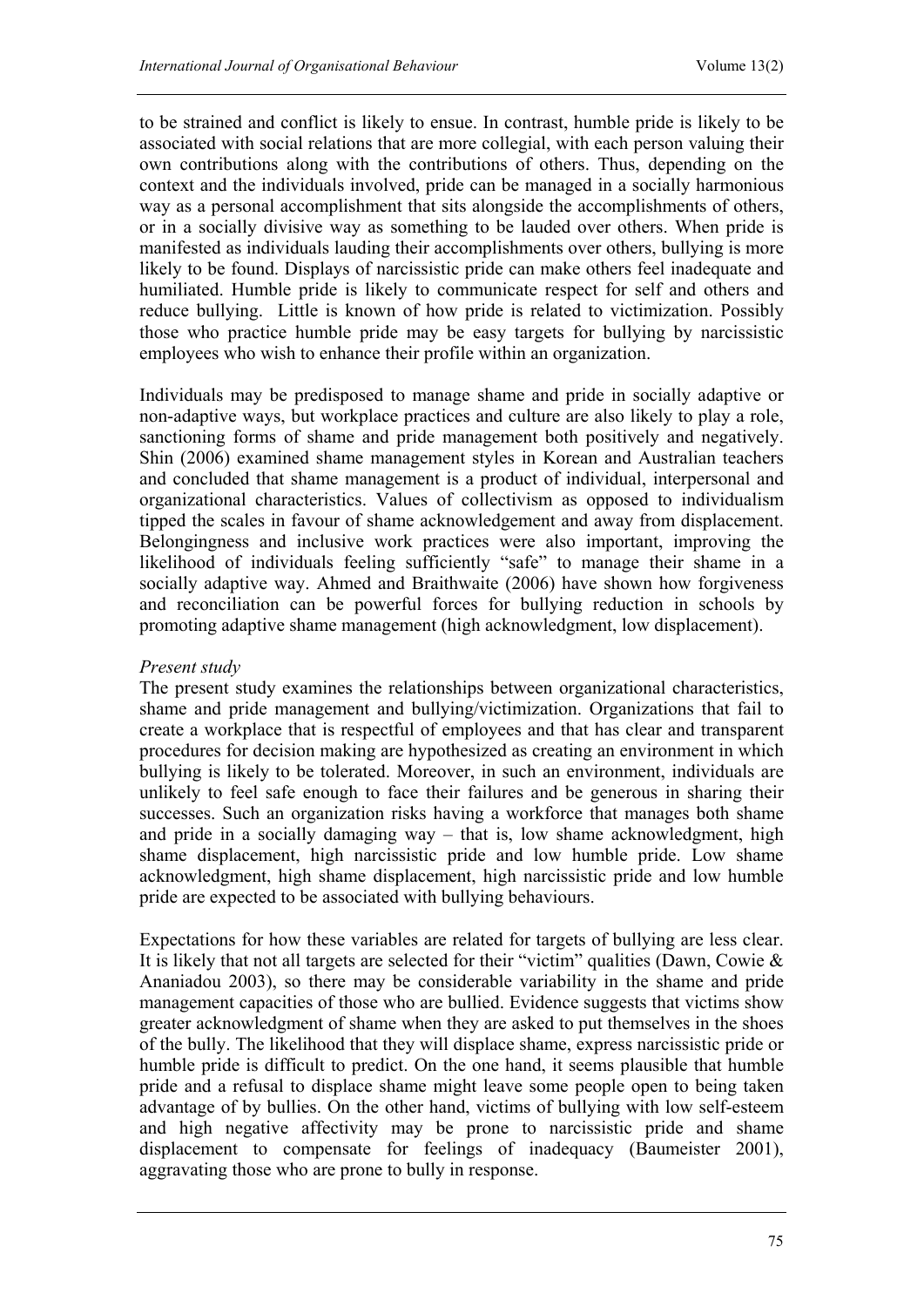to be strained and conflict is likely to ensue. In contrast, humble pride is likely to be associated with social relations that are more collegial, with each person valuing their own contributions along with the contributions of others. Thus, depending on the context and the individuals involved, pride can be managed in a socially harmonious way as a personal accomplishment that sits alongside the accomplishments of others, or in a socially divisive way as something to be lauded over others. When pride is manifested as individuals lauding their accomplishments over others, bullying is more likely to be found. Displays of narcissistic pride can make others feel inadequate and humiliated. Humble pride is likely to communicate respect for self and others and reduce bullying. Little is known of how pride is related to victimization. Possibly those who practice humble pride may be easy targets for bullying by narcissistic employees who wish to enhance their profile within an organization.

Individuals may be predisposed to manage shame and pride in socially adaptive or non-adaptive ways, but workplace practices and culture are also likely to play a role, sanctioning forms of shame and pride management both positively and negatively. Shin (2006) examined shame management styles in Korean and Australian teachers and concluded that shame management is a product of individual, interpersonal and organizational characteristics. Values of collectivism as opposed to individualism tipped the scales in favour of shame acknowledgement and away from displacement. Belongingness and inclusive work practices were also important, improving the likelihood of individuals feeling sufficiently "safe" to manage their shame in a socially adaptive way. Ahmed and Braithwaite (2006) have shown how forgiveness and reconciliation can be powerful forces for bullying reduction in schools by promoting adaptive shame management (high acknowledgment, low displacement).

*Present study*

The present study examines the relationships between organizational characteristics, shame and pride management and bullying/victimization. Organizations that fail to create a workplace that is respectful of employees and that has clear and transparent procedures for decision making are hypothesized as creating an environment in which bullying is likely to be tolerated. Moreover, in such an environment, individuals are unlikely to feel safe enough to face their failures and be generous in sharing their successes. Such an organization risks having a workforce that manages both shame and pride in a socially damaging way – that is, low shame acknowledgment, high shame displacement, high narcissistic pride and low humble pride. Low shame acknowledgment, high shame displacement, high narcissistic pride and low humble pride are expected to be associated with bullying behaviours.

Expectations for how these variables are related for targets of bullying are less clear. It is likely that not all targets are selected for their "victim" qualities (Dawn, Cowie & Ananiadou 2003), so there may be considerable variability in the shame and pride management capacities of those who are bullied. Evidence suggests that victims show greater acknowledgment of shame when they are asked to put themselves in the shoes of the bully. The likelihood that they will displace shame, express narcissistic pride or humble pride is difficult to predict. On the one hand, it seems plausible that humble pride and a refusal to displace shame might leave some people open to being taken advantage of by bullies. On the other hand, victims of bullying with low self-esteem and high negative affectivity may be prone to narcissistic pride and shame displacement to compensate for feelings of inadequacy (Baumeister 2001), aggravating those who are prone to bully in response.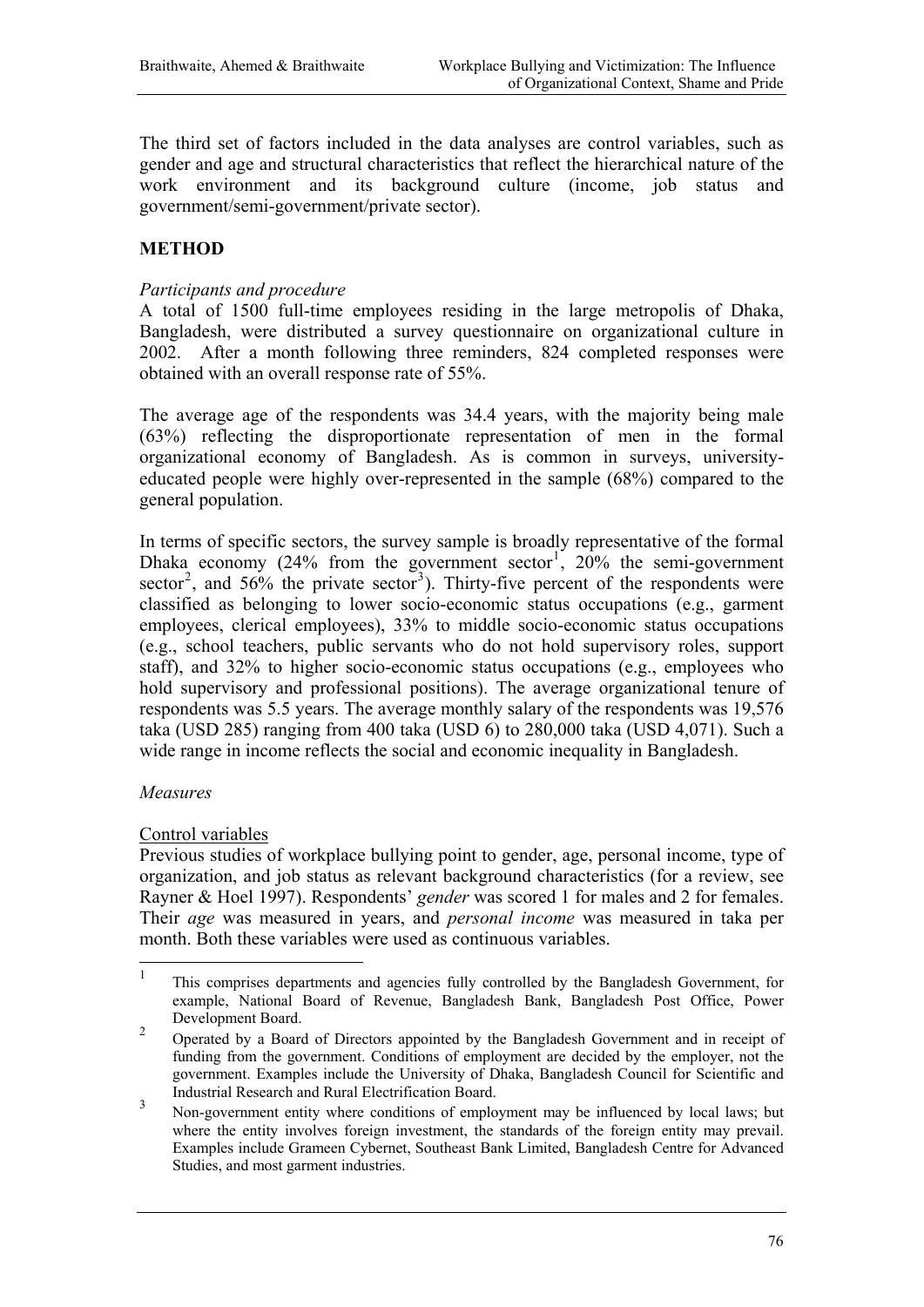The third set of factors included in the data analyses are control variables, such as gender and age and structural characteristics that reflect the hierarchical nature of the work environment and its background culture (income, job status and government/semi-government/private sector).

## METHOD

*Participants and procedure*

A total of 1500 full-time employees residing in the large metropolis of Dhaka, Bangladesh, were distributed a survey questionnaire on organizational culture in 2002. After a month following three reminders, 824 completed responses were obtained with an overall response rate of 55%.

The average age of the respondents was 34.4 years, with the majority being male (63%) reflecting the disproportionate representation of men in the formal organizational economy of Bangladesh. As is common in surveys, university-educated people were highly over-represented in the sample (68%) compared to the general population.

In terms of specific sectors, the survey sample is broadly representative of the formal Dhaka economy (24% from the government sector[1], 20% the semi-government sector[2], and 56% the private sector[3]). Thirty-five percent of the respondents were classified as belonging to lower socio-economic status occupations (e.g., garment employees, clerical employees), 33% to middle socio-economic status occupations (e.g., school teachers, public servants who do not hold supervisory roles, support staff), and 32% to higher socio-economic status occupations (e.g., employees who hold supervisory and professional positions). The average organizational tenure of respondents was 5.5 years. The average monthly salary of the respondents was 19,576 taka (USD 285) ranging from 400 taka (USD 6) to 280,000 taka (USD 4,071). Such a wide range in income reflects the social and economic inequality in Bangladesh.

*Measures*

Control variables

Previous studies of workplace bullying point to gender, age, personal income, type of organization, and job status as relevant background characteristics (for a review, see Rayner & Hoel 1997). Respondents' *gender* was scored 1 for males and 2 for females. Their *age* was measured in years, and *personal income* was measured in taka per month. Both these variables were used as continuous variables.

---

[1] This comprises departments and agencies fully controlled by the Bangladesh Government, for example, National Board of Revenue, Bangladesh Bank, Bangladesh Post Office, Power Development Board.

[2] Operated by a Board of Directors appointed by the Bangladesh Government and in receipt of funding from the government. Conditions of employment are decided by the employer, not the government. Examples include the University of Dhaka, Bangladesh Council for Scientific and Industrial Research and Rural Electrification Board.

[3] Non-government entity where conditions of employment may be influenced by local laws; but where the entity involves foreign investment, the standards of the foreign entity may prevail. Examples include Grameen Cybernet, Southeast Bank Limited, Bangladesh Centre for Advanced Studies, and most garment industries.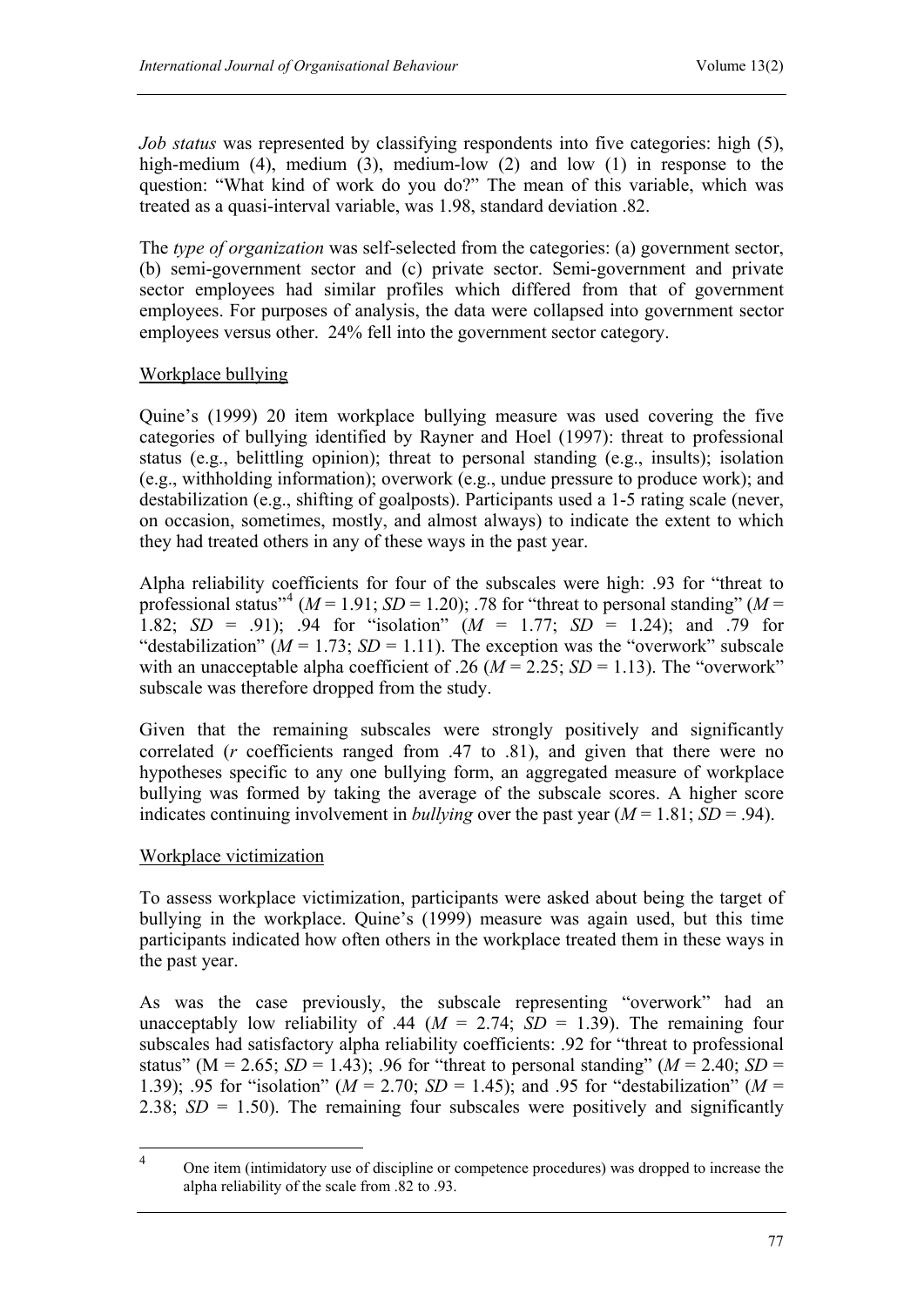*Job status* was represented by classifying respondents into five categories: high (5), high-medium (4), medium (3), medium-low (2) and low (1) in response to the question: "What kind of work do you do?" The mean of this variable, which was treated as a quasi-interval variable, was 1.98, standard deviation .82.

The *type of organization* was self-selected from the categories: (a) government sector, (b) semi-government sector and (c) private sector. Semi-government and private sector employees had similar profiles which differed from that of government employees. For purposes of analysis, the data were collapsed into government sector employees versus other. 24% fell into the government sector category.

Workplace bullying

Quine's (1999) 20 item workplace bullying measure was used covering the five categories of bullying identified by Rayner and Hoel (1997): threat to professional status (e.g., belittling opinion); threat to personal standing (e.g., insults); isolation (e.g., withholding information); overwork (e.g., undue pressure to produce work); and destabilization (e.g., shifting of goalposts). Participants used a 1-5 rating scale (never, on occasion, sometimes, mostly, and almost always) to indicate the extent to which they had treated others in any of these ways in the past year.

Alpha reliability coefficients for four of the subscales were high: .93 for "threat to professional status"[4] ($M$ = 1.91; $SD$ = 1.20); .78 for "threat to personal standing" ($M$ = 1.82; $SD$ = .91); .94 for "isolation" ($M$ = 1.77; $SD$ = 1.24); and .79 for "destabilization" ($M$ = 1.73; $SD$ = 1.11). The exception was the "overwork" subscale with an unacceptable alpha coefficient of .26 ($M$ = 2.25; $SD$ = 1.13). The "overwork" subscale was therefore dropped from the study.

Given that the remaining subscales were strongly positively and significantly correlated ($r$ coefficients ranged from .47 to .81), and given that there were no hypotheses specific to any one bullying form, an aggregated measure of workplace bullying was formed by taking the average of the subscale scores. A higher score indicates continuing involvement in *bullying* over the past year ($M$ = 1.81; $SD$ = .94).

Workplace victimization

To assess workplace victimization, participants were asked about being the target of bullying in the workplace. Quine's (1999) measure was again used, but this time participants indicated how often others in the workplace treated them in these ways in the past year.

As was the case previously, the subscale representing "overwork" had an unacceptably low reliability of .44 ($M$ = 2.74; $SD$ = 1.39). The remaining four subscales had satisfactory alpha reliability coefficients: .92 for "threat to professional status" (M = 2.65; $SD$ = 1.43); .96 for "threat to personal standing" ($M$ = 2.40; $SD$ = 1.39); .95 for "isolation" ($M$ = 2.70; $SD$ = 1.45); and .95 for "destabilization" ($M$ = 2.38; $SD$ = 1.50). The remaining four subscales were positively and significantly

[4] One item (intimidatory use of discipline or competence procedures) was dropped to increase the alpha reliability of the scale from .82 to .93.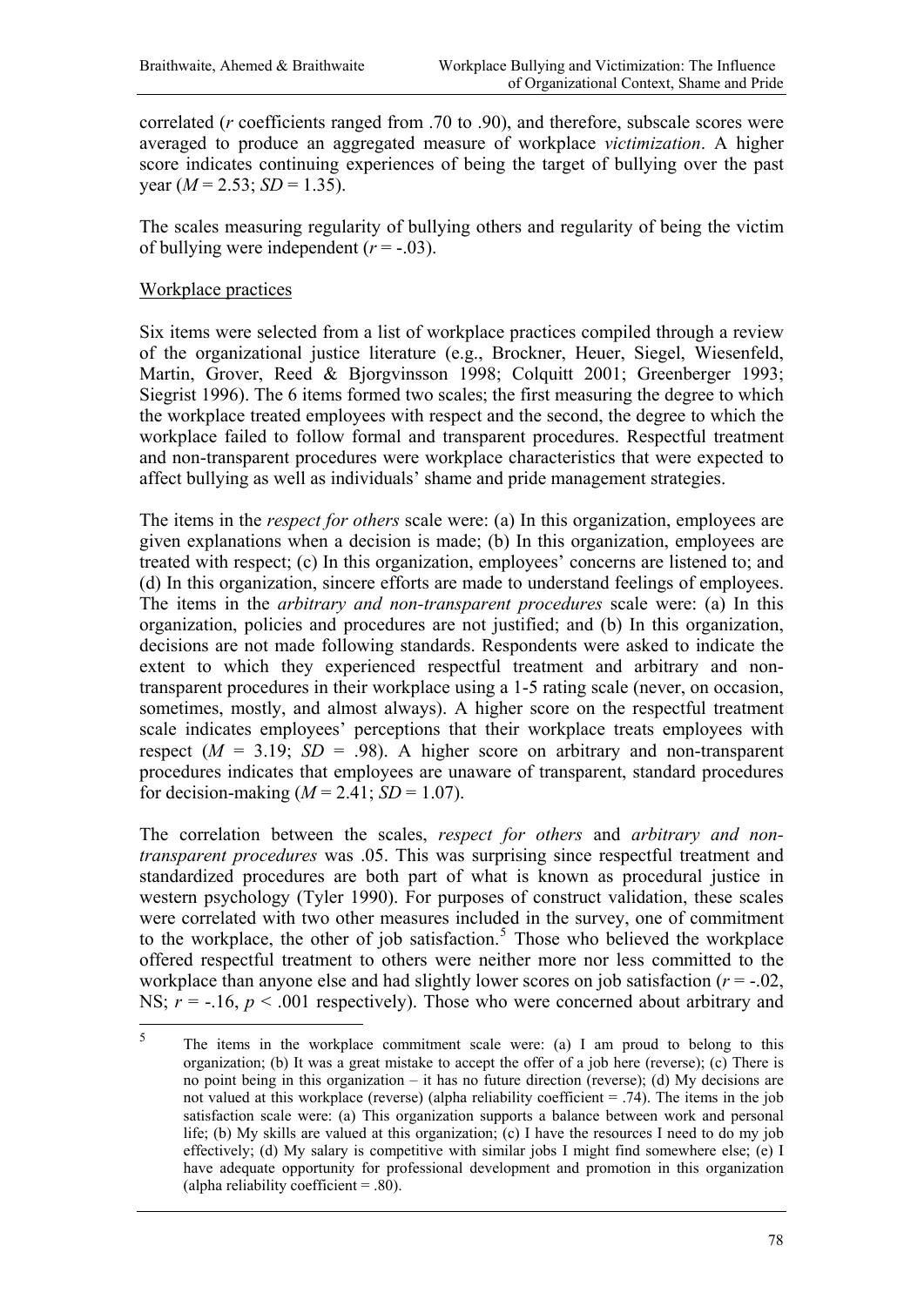correlated (*r* coefficients ranged from .70 to .90), and therefore, subscale scores were averaged to produce an aggregated measure of workplace *victimization*. A higher score indicates continuing experiences of being the target of bullying over the past year (*M* = 2.53; *SD* = 1.35).

The scales measuring regularity of bullying others and regularity of being the victim of bullying were independent (*r* = -.03).

<u>Workplace practices</u>

Six items were selected from a list of workplace practices compiled through a review of the organizational justice literature (e.g., Brockner, Heuer, Siegel, Wiesenfeld, Martin, Grover, Reed & Bjorgvinsson 1998; Colquitt 2001; Greenberger 1993; Siegrist 1996). The 6 items formed two scales; the first measuring the degree to which the workplace treated employees with respect and the second, the degree to which the workplace failed to follow formal and transparent procedures. Respectful treatment and non-transparent procedures were workplace characteristics that were expected to affect bullying as well as individuals' shame and pride management strategies.

The items in the *respect for others* scale were: (a) In this organization, employees are given explanations when a decision is made; (b) In this organization, employees are treated with respect; (c) In this organization, employees' concerns are listened to; and (d) In this organization, sincere efforts are made to understand feelings of employees. The items in the *arbitrary and non-transparent procedures* scale were: (a) In this organization, policies and procedures are not justified; and (b) In this organization, decisions are not made following standards. Respondents were asked to indicate the extent to which they experienced respectful treatment and arbitrary and non-transparent procedures in their workplace using a 1-5 rating scale (never, on occasion, sometimes, mostly, and almost always). A higher score on the respectful treatment scale indicates employees' perceptions that their workplace treats employees with respect (*M* = 3.19; *SD* = .98). A higher score on arbitrary and non-transparent procedures indicates that employees are unaware of transparent, standard procedures for decision-making (*M* = 2.41; *SD* = 1.07).

The correlation between the scales, *respect for others* and *arbitrary and non-transparent procedures* was .05. This was surprising since respectful treatment and standardized procedures are both part of what is known as procedural justice in western psychology (Tyler 1990). For purposes of construct validation, these scales were correlated with two other measures included in the survey, one of commitment to the workplace, the other of job satisfaction.[5] Those who believed the workplace offered respectful treatment to others were neither more nor less committed to the workplace than anyone else and had slightly lower scores on job satisfaction (*r* = -.02, NS; *r* = -.16, $p < .001$ respectively). Those who were concerned about arbitrary and

---

[5] The items in the workplace commitment scale were: (a) I am proud to belong to this organization; (b) It was a great mistake to accept the offer of a job here (reverse); (c) There is no point being in this organization – it has no future direction (reverse); (d) My decisions are not valued at this workplace (reverse) (alpha reliability coefficient = .74). The items in the job satisfaction scale were: (a) This organization supports a balance between work and personal life; (b) My skills are valued at this organization; (c) I have the resources I need to do my job effectively; (d) My salary is competitive with similar jobs I might find somewhere else; (e) I have adequate opportunity for professional development and promotion in this organization (alpha reliability coefficient = .80).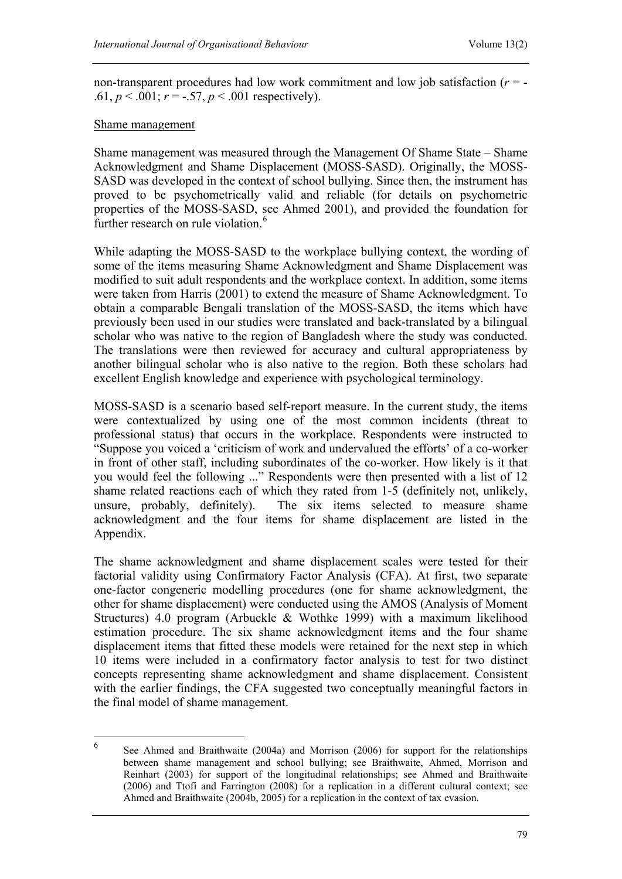non-transparent procedures had low work commitment and low job satisfaction ($r = -.61$, $p < .001$; $r = -.57$, $p < .001$ respectively).

Shame management

Shame management was measured through the Management Of Shame State – Shame Acknowledgment and Shame Displacement (MOSS-SASD). Originally, the MOSS-SASD was developed in the context of school bullying. Since then, the instrument has proved to be psychometrically valid and reliable (for details on psychometric properties of the MOSS-SASD, see Ahmed 2001), and provided the foundation for further research on rule violation.[6]

While adapting the MOSS-SASD to the workplace bullying context, the wording of some of the items measuring Shame Acknowledgment and Shame Displacement was modified to suit adult respondents and the workplace context. In addition, some items were taken from Harris (2001) to extend the measure of Shame Acknowledgment. To obtain a comparable Bengali translation of the MOSS-SASD, the items which have previously been used in our studies were translated and back-translated by a bilingual scholar who was native to the region of Bangladesh where the study was conducted. The translations were then reviewed for accuracy and cultural appropriateness by another bilingual scholar who is also native to the region. Both these scholars had excellent English knowledge and experience with psychological terminology.

MOSS-SASD is a scenario based self-report measure. In the current study, the items were contextualized by using one of the most common incidents (threat to professional status) that occurs in the workplace. Respondents were instructed to "Suppose you voiced a 'criticism of work and undervalued the efforts' of a co-worker in front of other staff, including subordinates of the co-worker. How likely is it that you would feel the following ..." Respondents were then presented with a list of 12 shame related reactions each of which they rated from 1-5 (definitely not, unlikely, unsure, probably, definitely). The six items selected to measure shame acknowledgment and the four items for shame displacement are listed in the Appendix.

The shame acknowledgment and shame displacement scales were tested for their factorial validity using Confirmatory Factor Analysis (CFA). At first, two separate one-factor congeneric modelling procedures (one for shame acknowledgment, the other for shame displacement) were conducted using the AMOS (Analysis of Moment Structures) 4.0 program (Arbuckle & Wothke 1999) with a maximum likelihood estimation procedure. The six shame acknowledgment items and the four shame displacement items that fitted these models were retained for the next step in which 10 items were included in a confirmatory factor analysis to test for two distinct concepts representing shame acknowledgment and shame displacement. Consistent with the earlier findings, the CFA suggested two conceptually meaningful factors in the final model of shame management.

[6] See Ahmed and Braithwaite (2004a) and Morrison (2006) for support for the relationships between shame management and school bullying; see Braithwaite, Ahmed, Morrison and Reinhart (2003) for support of the longitudinal relationships; see Ahmed and Braithwaite (2006) and Ttofi and Farrington (2008) for a replication in a different cultural context; see Ahmed and Braithwaite (2004b, 2005) for a replication in the context of tax evasion.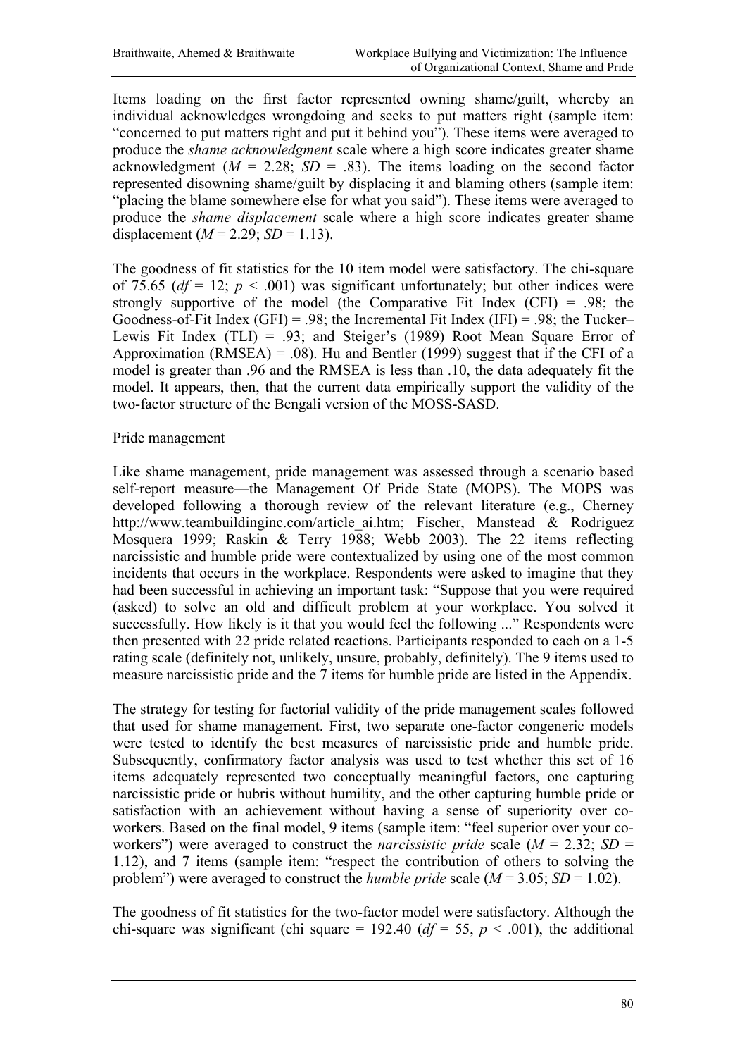Items loading on the first factor represented owning shame/guilt, whereby an individual acknowledges wrongdoing and seeks to put matters right (sample item: "concerned to put matters right and put it behind you"). These items were averaged to produce the *shame acknowledgment* scale where a high score indicates greater shame acknowledgment ($M$ = 2.28; $SD$ = .83). The items loading on the second factor represented disowning shame/guilt by displacing it and blaming others (sample item: "placing the blame somewhere else for what you said"). These items were averaged to produce the *shame displacement* scale where a high score indicates greater shame displacement ($M$ = 2.29; $SD$ = 1.13).

The goodness of fit statistics for the 10 item model were satisfactory. The chi-square of 75.65 ($df$ = 12; $p$ < .001) was significant unfortunately; but other indices were strongly supportive of the model (the Comparative Fit Index (CFI) = .98; the Goodness-of-Fit Index (GFI) = .98; the Incremental Fit Index (IFI) = .98; the Tucker–Lewis Fit Index (TLI) = .93; and Steiger's (1989) Root Mean Square Error of Approximation (RMSEA) = .08). Hu and Bentler (1999) suggest that if the CFI of a model is greater than .96 and the RMSEA is less than .10, the data adequately fit the model. It appears, then, that the current data empirically support the validity of the two-factor structure of the Bengali version of the MOSS-SASD.

Pride management

Like shame management, pride management was assessed through a scenario based self-report measure—the Management Of Pride State (MOPS). The MOPS was developed following a thorough review of the relevant literature (e.g., Cherney http://www.teambuildinginc.com/article_ai.htm; Fischer, Manstead & Rodriguez Mosquera 1999; Raskin & Terry 1988; Webb 2003). The 22 items reflecting narcissistic and humble pride were contextualized by using one of the most common incidents that occurs in the workplace. Respondents were asked to imagine that they had been successful in achieving an important task: "Suppose that you were required (asked) to solve an old and difficult problem at your workplace. You solved it successfully. How likely is it that you would feel the following ..." Respondents were then presented with 22 pride related reactions. Participants responded to each on a 1-5 rating scale (definitely not, unlikely, unsure, probably, definitely). The 9 items used to measure narcissistic pride and the 7 items for humble pride are listed in the Appendix.

The strategy for testing for factorial validity of the pride management scales followed that used for shame management. First, two separate one-factor congeneric models were tested to identify the best measures of narcissistic pride and humble pride. Subsequently, confirmatory factor analysis was used to test whether this set of 16 items adequately represented two conceptually meaningful factors, one capturing narcissistic pride or hubris without humility, and the other capturing humble pride or satisfaction with an achievement without having a sense of superiority over co-workers. Based on the final model, 9 items (sample item: "feel superior over your co-workers") were averaged to construct the *narcissistic pride* scale ($M$ = 2.32; $SD$ = 1.12), and 7 items (sample item: "respect the contribution of others to solving the problem") were averaged to construct the *humble pride* scale ($M$ = 3.05; $SD$ = 1.02).

The goodness of fit statistics for the two-factor model were satisfactory. Although the chi-square was significant (chi square = 192.40 ($df$ = 55, $p$ < .001), the additional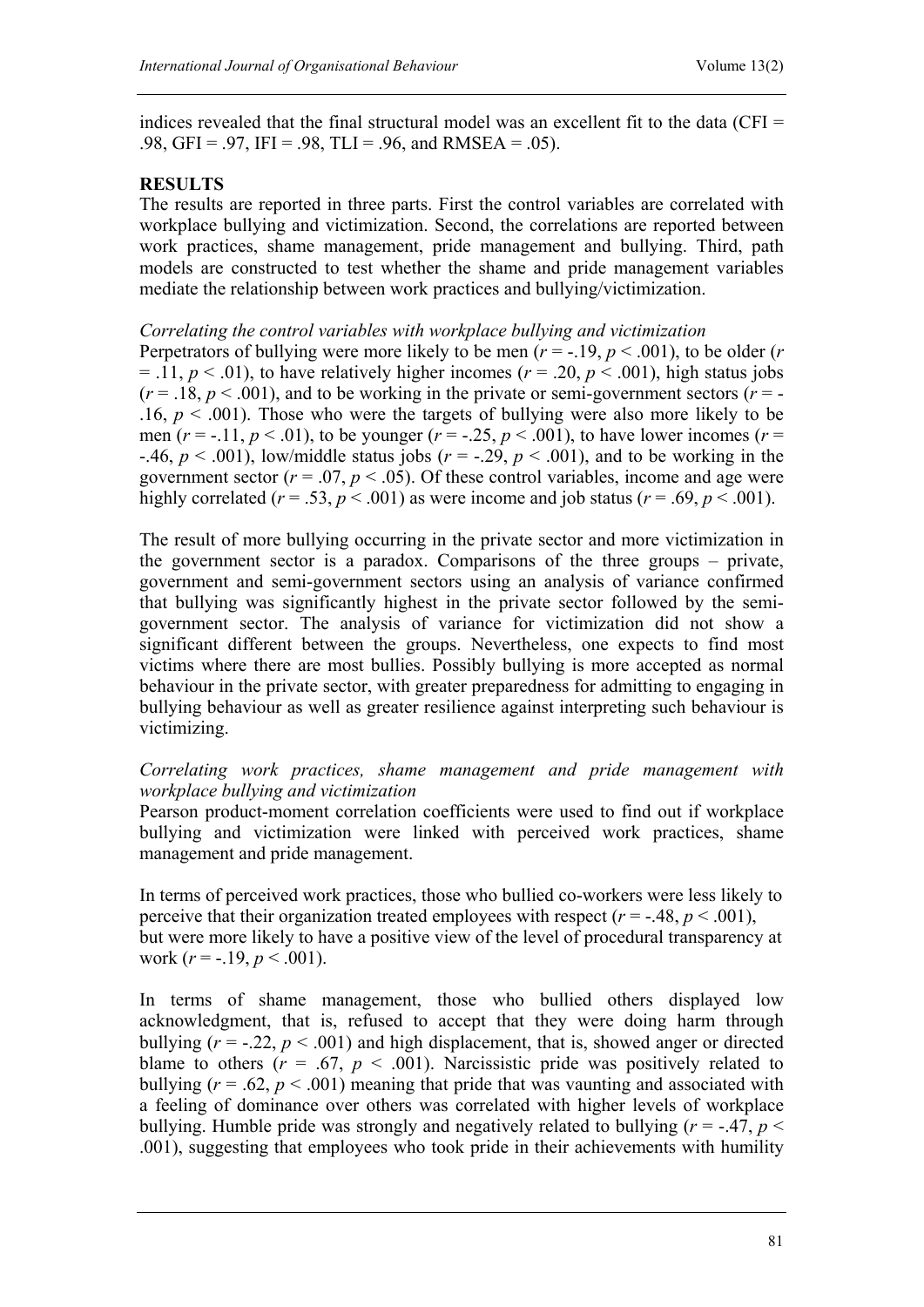indices revealed that the final structural model was an excellent fit to the data (CFI = .98, GFI = .97, IFI = .98, TLI = .96, and RMSEA = .05).

## RESULTS

The results are reported in three parts. First the control variables are correlated with workplace bullying and victimization. Second, the correlations are reported between work practices, shame management, pride management and bullying. Third, path models are constructed to test whether the shame and pride management variables mediate the relationship between work practices and bullying/victimization.

*Correlating the control variables with workplace bullying and victimization*

Perpetrators of bullying were more likely to be men ($r = -.19$, $p < .001$), to be older ($r = .11$, $p < .01$), to have relatively higher incomes ($r = .20$, $p < .001$), high status jobs ($r = .18$, $p < .001$), and to be working in the private or semi-government sectors ($r = -.16$, $p < .001$). Those who were the targets of bullying were also more likely to be men ($r = -.11$, $p < .01$), to be younger ($r = -.25$, $p < .001$), to have lower incomes ($r = -.46$, $p < .001$), low/middle status jobs ($r = -.29$, $p < .001$), and to be working in the government sector ($r = .07$, $p < .05$). Of these control variables, income and age were highly correlated ($r = .53$, $p < .001$) as were income and job status ($r = .69$, $p < .001$).

The result of more bullying occurring in the private sector and more victimization in the government sector is a paradox. Comparisons of the three groups – private, government and semi-government sectors using an analysis of variance confirmed that bullying was significantly highest in the private sector followed by the semi-government sector. The analysis of variance for victimization did not show a significant different between the groups. Nevertheless, one expects to find most victims where there are most bullies. Possibly bullying is more accepted as normal behaviour in the private sector, with greater preparedness for admitting to engaging in bullying behaviour as well as greater resilience against interpreting such behaviour is victimizing.

*Correlating work practices, shame management and pride management with workplace bullying and victimization*

Pearson product-moment correlation coefficients were used to find out if workplace bullying and victimization were linked with perceived work practices, shame management and pride management.

In terms of perceived work practices, those who bullied co-workers were less likely to perceive that their organization treated employees with respect ($r = -.48$, $p < .001$), but were more likely to have a positive view of the level of procedural transparency at work ($r = -.19$, $p < .001$).

In terms of shame management, those who bullied others displayed low acknowledgment, that is, refused to accept that they were doing harm through bullying ($r = -.22$, $p < .001$) and high displacement, that is, showed anger or directed blame to others ($r = .67$, $p < .001$). Narcissistic pride was positively related to bullying ($r = .62$, $p < .001$) meaning that pride that was vaunting and associated with a feeling of dominance over others was correlated with higher levels of workplace bullying. Humble pride was strongly and negatively related to bullying ($r = -.47$, $p < .001$), suggesting that employees who took pride in their achievements with humility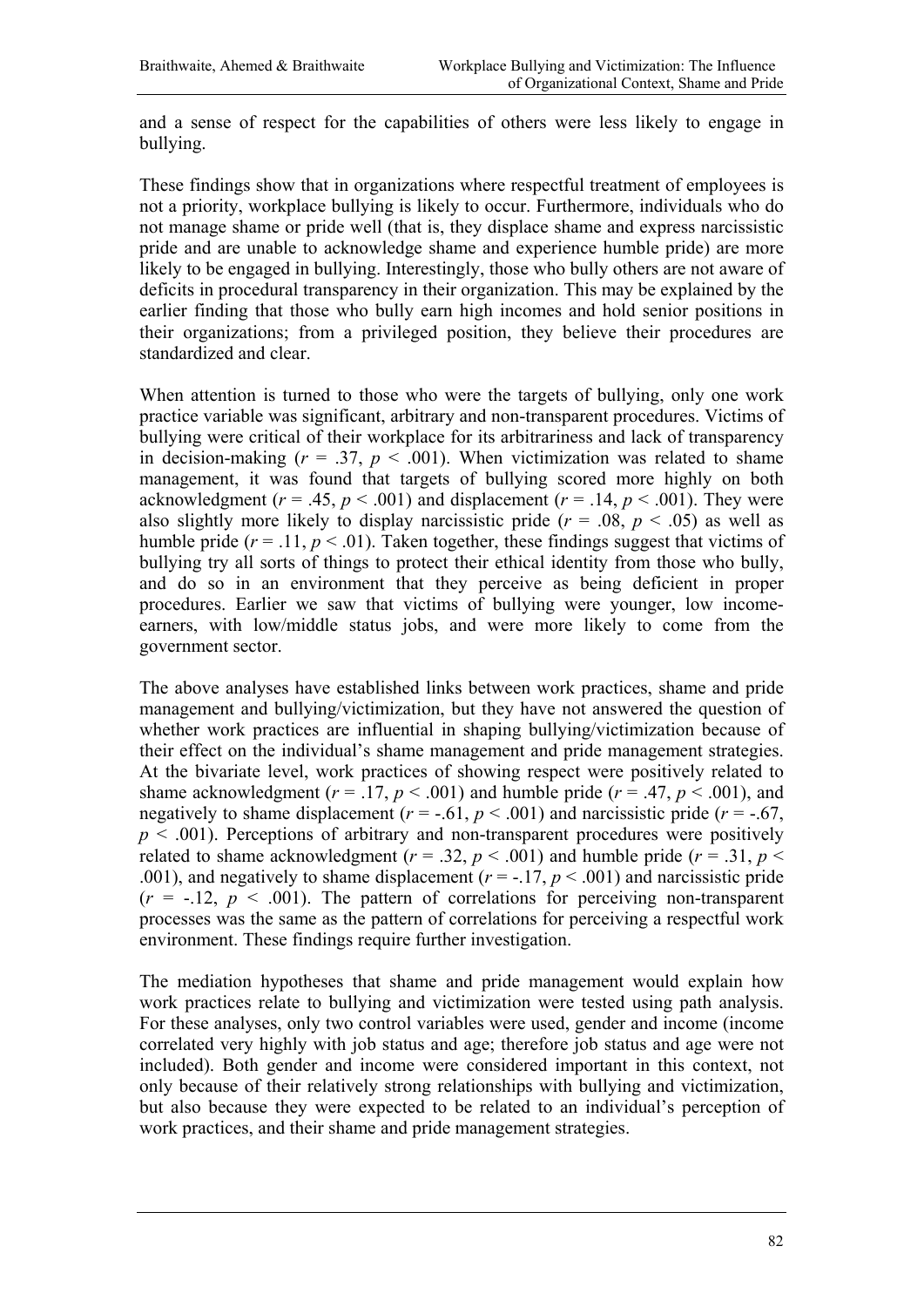and a sense of respect for the capabilities of others were less likely to engage in bullying.

These findings show that in organizations where respectful treatment of employees is not a priority, workplace bullying is likely to occur. Furthermore, individuals who do not manage shame or pride well (that is, they displace shame and express narcissistic pride and are unable to acknowledge shame and experience humble pride) are more likely to be engaged in bullying. Interestingly, those who bully others are not aware of deficits in procedural transparency in their organization. This may be explained by the earlier finding that those who bully earn high incomes and hold senior positions in their organizations; from a privileged position, they believe their procedures are standardized and clear.

When attention is turned to those who were the targets of bullying, only one work practice variable was significant, arbitrary and non-transparent procedures. Victims of bullying were critical of their workplace for its arbitrariness and lack of transparency in decision-making ($r = .37$, $p < .001$). When victimization was related to shame management, it was found that targets of bullying scored more highly on both acknowledgment ($r = .45$, $p < .001$) and displacement ($r = .14$, $p < .001$). They were also slightly more likely to display narcissistic pride ($r = .08$, $p < .05$) as well as humble pride ($r = .11$, $p < .01$). Taken together, these findings suggest that victims of bullying try all sorts of things to protect their ethical identity from those who bully, and do so in an environment that they perceive as being deficient in proper procedures. Earlier we saw that victims of bullying were younger, low income-earners, with low/middle status jobs, and were more likely to come from the government sector.

The above analyses have established links between work practices, shame and pride management and bullying/victimization, but they have not answered the question of whether work practices are influential in shaping bullying/victimization because of their effect on the individual's shame management and pride management strategies. At the bivariate level, work practices of showing respect were positively related to shame acknowledgment ($r = .17$, $p < .001$) and humble pride ($r = .47$, $p < .001$), and negatively to shame displacement ($r = -.61$, $p < .001$) and narcissistic pride ($r = -.67$, $p < .001$). Perceptions of arbitrary and non-transparent procedures were positively related to shame acknowledgment ($r = .32$, $p < .001$) and humble pride ($r = .31$, $p < .001$), and negatively to shame displacement ($r = -.17$, $p < .001$) and narcissistic pride ($r = -.12$, $p < .001$). The pattern of correlations for perceiving non-transparent processes was the same as the pattern of correlations for perceiving a respectful work environment. These findings require further investigation.

The mediation hypotheses that shame and pride management would explain how work practices relate to bullying and victimization were tested using path analysis. For these analyses, only two control variables were used, gender and income (income correlated very highly with job status and age; therefore job status and age were not included). Both gender and income were considered important in this context, not only because of their relatively strong relationships with bullying and victimization, but also because they were expected to be related to an individual's perception of work practices, and their shame and pride management strategies.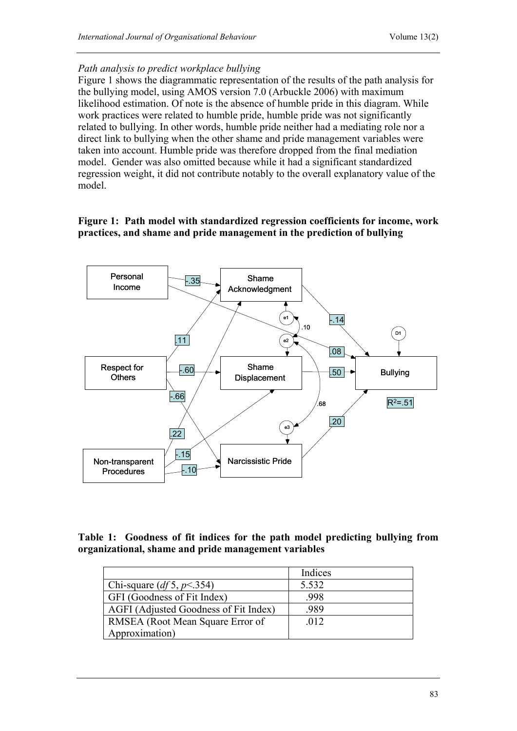*Path analysis to predict workplace bullying*

Figure 1 shows the diagrammatic representation of the results of the path analysis for the bullying model, using AMOS version 7.0 (Arbuckle 2006) with maximum likelihood estimation. Of note is the absence of humble pride in this diagram. While work practices were related to humble pride, humble pride was not significantly related to bullying. In other words, humble pride neither had a mediating role nor a direct link to bullying when the other shame and pride management variables were taken into account. Humble pride was therefore dropped from the final mediation model. Gender was also omitted because while it had a significant standardized regression weight, it did not contribute notably to the overall explanatory value of the model.

**Figure 1: Path model with standardized regression coefficients for income, work practices, and shame and pride management in the prediction of bullying**

**Table 1: Goodness of fit indices for the path model predicting bullying from organizational, shame and pride management variables**

| | Indices |
|---|---|
| Chi-square (*df* 5, *p*<.354) | 5.532 |
| GFI (Goodness of Fit Index) | .998 |
| AGFI (Adjusted Goodness of Fit Index) | .989 |
| RMSEA (Root Mean Square Error of Approximation) | .012 |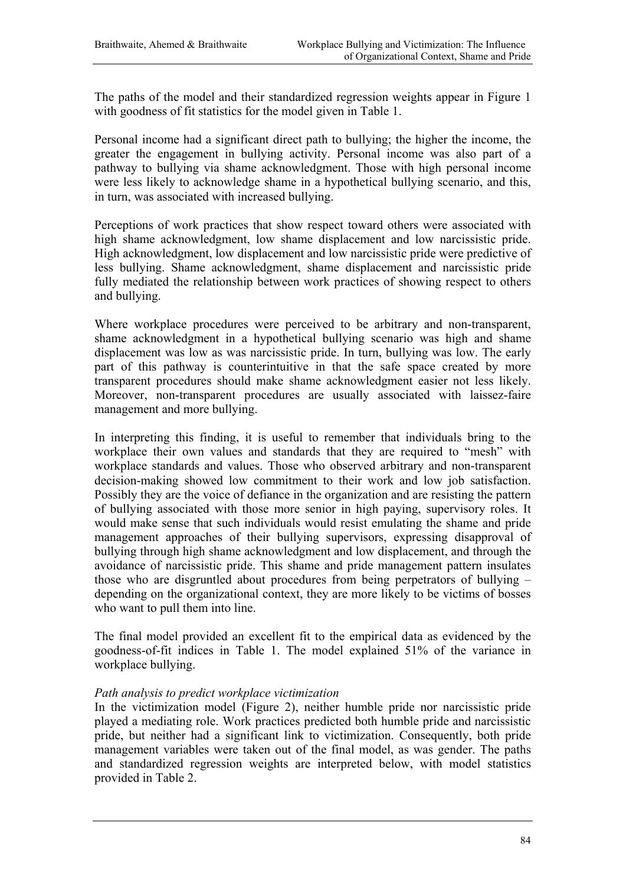The paths of the model and their standardized regression weights appear in Figure 1 with goodness of fit statistics for the model given in Table 1.

Personal income had a significant direct path to bullying; the higher the income, the greater the engagement in bullying activity. Personal income was also part of a pathway to bullying via shame acknowledgment. Those with high personal income were less likely to acknowledge shame in a hypothetical bullying scenario, and this, in turn, was associated with increased bullying.

Perceptions of work practices that show respect toward others were associated with high shame acknowledgment, low shame displacement and low narcissistic pride. High acknowledgment, low displacement and low narcissistic pride were predictive of less bullying. Shame acknowledgment, shame displacement and narcissistic pride fully mediated the relationship between work practices of showing respect to others and bullying.

Where workplace procedures were perceived to be arbitrary and non-transparent, shame acknowledgment in a hypothetical bullying scenario was high and shame displacement was low as was narcissistic pride. In turn, bullying was low. The early part of this pathway is counterintuitive in that the safe space created by more transparent procedures should make shame acknowledgment easier not less likely. Moreover, non-transparent procedures are usually associated with laissez-faire management and more bullying.

In interpreting this finding, it is useful to remember that individuals bring to the workplace their own values and standards that they are required to "mesh" with workplace standards and values. Those who observed arbitrary and non-transparent decision-making showed low commitment to their work and low job satisfaction. Possibly they are the voice of defiance in the organization and are resisting the pattern of bullying associated with those more senior in high paying, supervisory roles. It would make sense that such individuals would resist emulating the shame and pride management approaches of their bullying supervisors, expressing disapproval of bullying through high shame acknowledgment and low displacement, and through the avoidance of narcissistic pride. This shame and pride management pattern insulates those who are disgruntled about procedures from being perpetrators of bullying – depending on the organizational context, they are more likely to be victims of bosses who want to pull them into line.

The final model provided an excellent fit to the empirical data as evidenced by the goodness-of-fit indices in Table 1. The model explained 51% of the variance in workplace bullying.

*Path analysis to predict workplace victimization*

In the victimization model (Figure 2), neither humble pride nor narcissistic pride played a mediating role. Work practices predicted both humble pride and narcissistic pride, but neither had a significant link to victimization. Consequently, both pride management variables were taken out of the final model, as was gender. The paths and standardized regression weights are interpreted below, with model statistics provided in Table 2.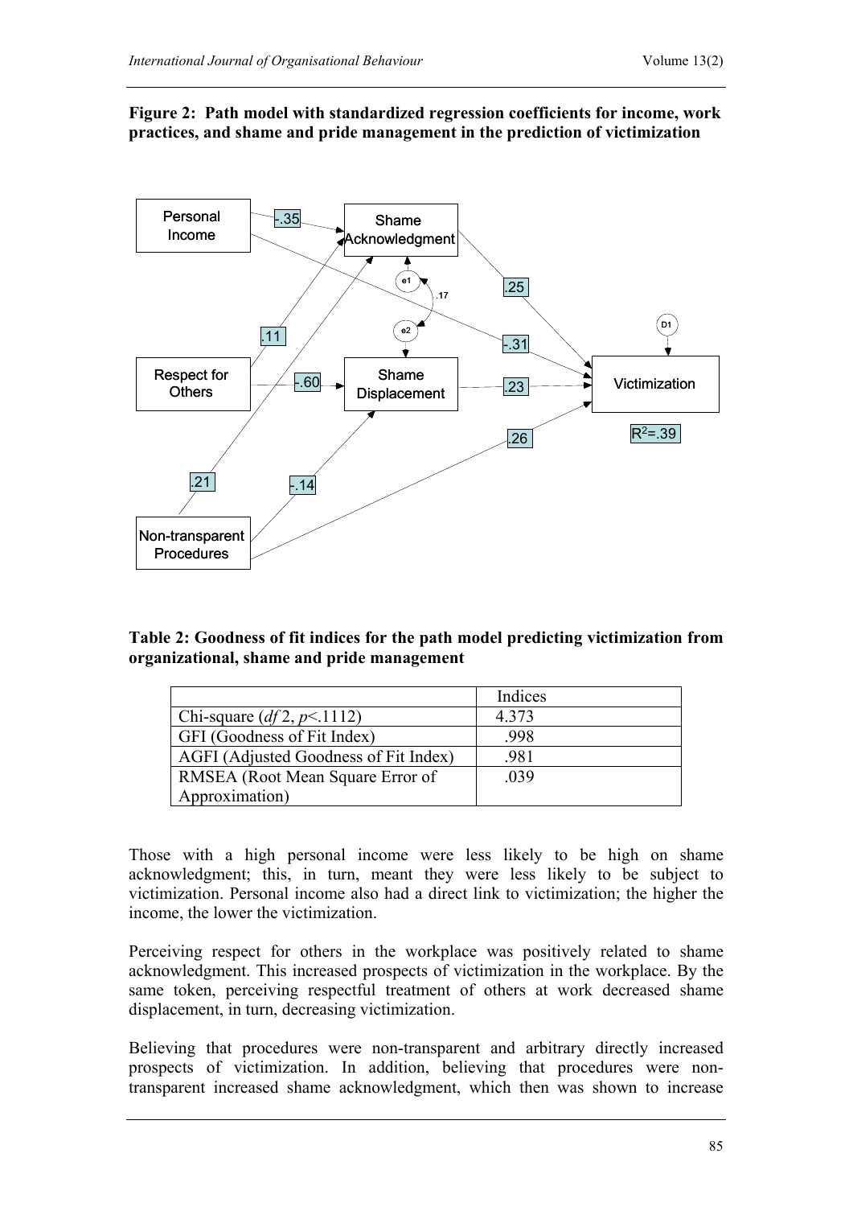**Figure 2: Path model with standardized regression coefficients for income, work practices, and shame and pride management in the prediction of victimization**

**Table 2: Goodness of fit indices for the path model predicting victimization from organizational, shame and pride management**

| | Indices |
|---|---|
| Chi-square (*df* 2, *p*<.1112) | 4.373 |
| GFI (Goodness of Fit Index) | .998 |
| AGFI (Adjusted Goodness of Fit Index) | .981 |
| RMSEA (Root Mean Square Error of Approximation) | .039 |

Those with a high personal income were less likely to be high on shame acknowledgment; this, in turn, meant they were less likely to be subject to victimization. Personal income also had a direct link to victimization; the higher the income, the lower the victimization.

Perceiving respect for others in the workplace was positively related to shame acknowledgment. This increased prospects of victimization in the workplace. By the same token, perceiving respectful treatment of others at work decreased shame displacement, in turn, decreasing victimization.

Believing that procedures were non-transparent and arbitrary directly increased prospects of victimization. In addition, believing that procedures were non-transparent increased shame acknowledgment, which then was shown to increase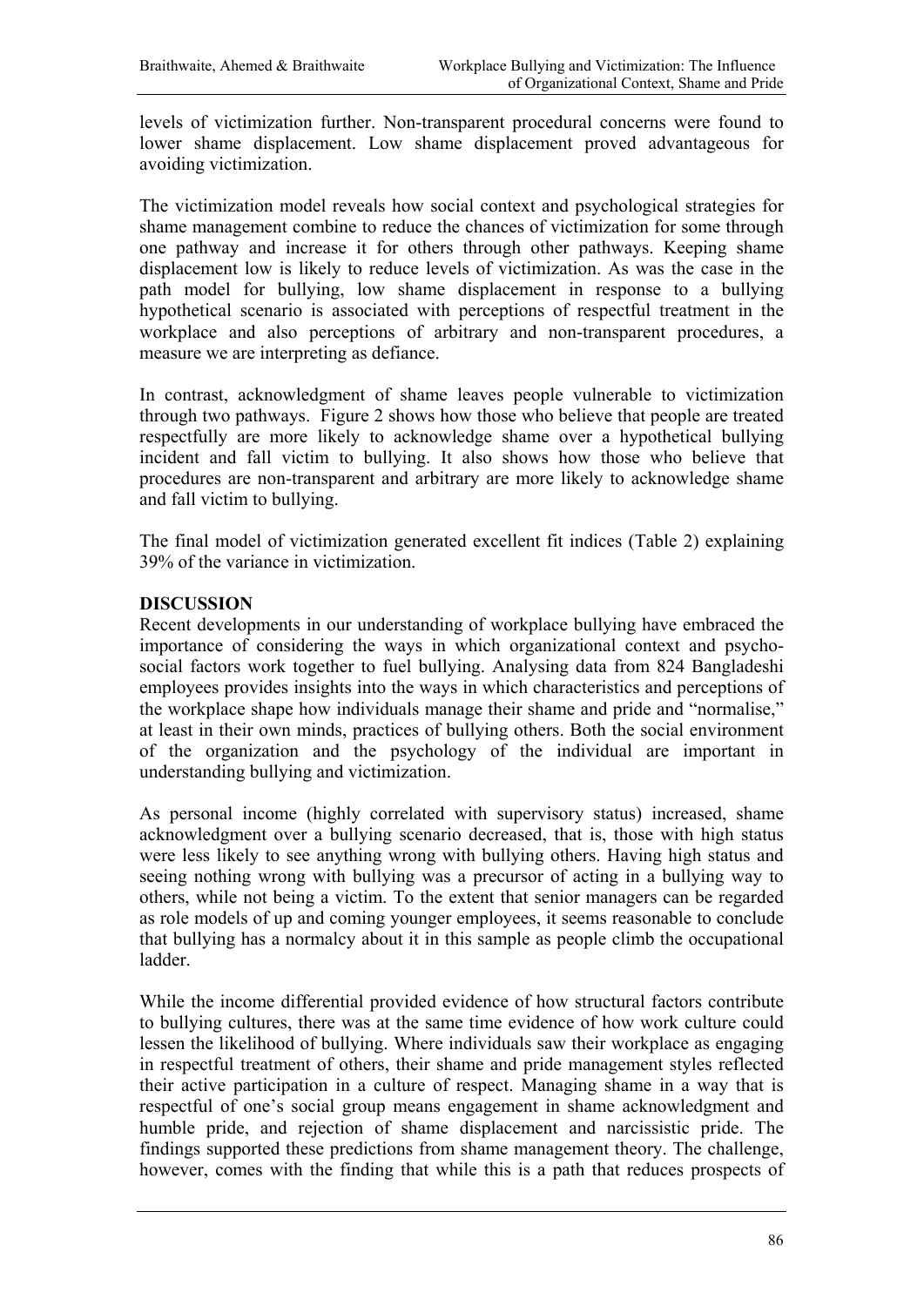levels of victimization further. Non-transparent procedural concerns were found to lower shame displacement. Low shame displacement proved advantageous for avoiding victimization.

The victimization model reveals how social context and psychological strategies for shame management combine to reduce the chances of victimization for some through one pathway and increase it for others through other pathways. Keeping shame displacement low is likely to reduce levels of victimization. As was the case in the path model for bullying, low shame displacement in response to a bullying hypothetical scenario is associated with perceptions of respectful treatment in the workplace and also perceptions of arbitrary and non-transparent procedures, a measure we are interpreting as defiance.

In contrast, acknowledgment of shame leaves people vulnerable to victimization through two pathways. Figure 2 shows how those who believe that people are treated respectfully are more likely to acknowledge shame over a hypothetical bullying incident and fall victim to bullying. It also shows how those who believe that procedures are non-transparent and arbitrary are more likely to acknowledge shame and fall victim to bullying.

The final model of victimization generated excellent fit indices (Table 2) explaining 39% of the variance in victimization.

**DISCUSSION**

Recent developments in our understanding of workplace bullying have embraced the importance of considering the ways in which organizational context and psycho-social factors work together to fuel bullying. Analysing data from 824 Bangladeshi employees provides insights into the ways in which characteristics and perceptions of the workplace shape how individuals manage their shame and pride and "normalise," at least in their own minds, practices of bullying others. Both the social environment of the organization and the psychology of the individual are important in understanding bullying and victimization.

As personal income (highly correlated with supervisory status) increased, shame acknowledgment over a bullying scenario decreased, that is, those with high status were less likely to see anything wrong with bullying others. Having high status and seeing nothing wrong with bullying was a precursor of acting in a bullying way to others, while not being a victim. To the extent that senior managers can be regarded as role models of up and coming younger employees, it seems reasonable to conclude that bullying has a normalcy about it in this sample as people climb the occupational ladder.

While the income differential provided evidence of how structural factors contribute to bullying cultures, there was at the same time evidence of how work culture could lessen the likelihood of bullying. Where individuals saw their workplace as engaging in respectful treatment of others, their shame and pride management styles reflected their active participation in a culture of respect. Managing shame in a way that is respectful of one's social group means engagement in shame acknowledgment and humble pride, and rejection of shame displacement and narcissistic pride. The findings supported these predictions from shame management theory. The challenge, however, comes with the finding that while this is a path that reduces prospects of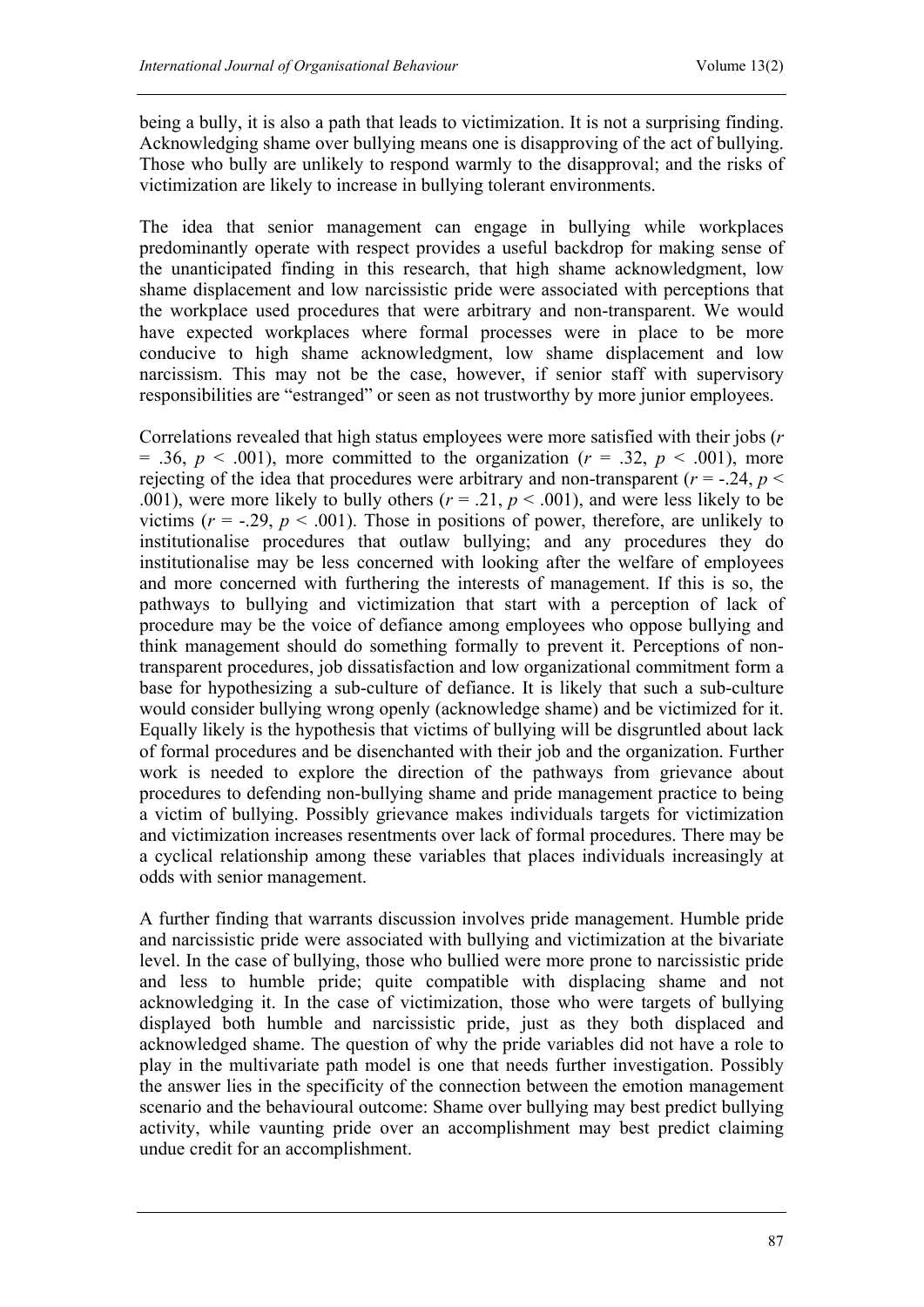being a bully, it is also a path that leads to victimization. It is not a surprising finding. Acknowledging shame over bullying means one is disapproving of the act of bullying. Those who bully are unlikely to respond warmly to the disapproval; and the risks of victimization are likely to increase in bullying tolerant environments.

The idea that senior management can engage in bullying while workplaces predominantly operate with respect provides a useful backdrop for making sense of the unanticipated finding in this research, that high shame acknowledgment, low shame displacement and low narcissistic pride were associated with perceptions that the workplace used procedures that were arbitrary and non-transparent. We would have expected workplaces where formal processes were in place to be more conducive to high shame acknowledgment, low shame displacement and low narcissism. This may not be the case, however, if senior staff with supervisory responsibilities are "estranged" or seen as not trustworthy by more junior employees.

Correlations revealed that high status employees were more satisfied with their jobs ($r = .36$, $p < .001$), more committed to the organization ($r = .32$, $p < .001$), more rejecting of the idea that procedures were arbitrary and non-transparent ($r = -.24$, $p < .001$), were more likely to bully others ($r = .21$, $p < .001$), and were less likely to be victims ($r = -.29$, $p < .001$). Those in positions of power, therefore, are unlikely to institutionalise procedures that outlaw bullying; and any procedures they do institutionalise may be less concerned with looking after the welfare of employees and more concerned with furthering the interests of management. If this is so, the pathways to bullying and victimization that start with a perception of lack of procedure may be the voice of defiance among employees who oppose bullying and think management should do something formally to prevent it. Perceptions of non-transparent procedures, job dissatisfaction and low organizational commitment form a base for hypothesizing a sub-culture of defiance. It is likely that such a sub-culture would consider bullying wrong openly (acknowledge shame) and be victimized for it. Equally likely is the hypothesis that victims of bullying will be disgruntled about lack of formal procedures and be disenchanted with their job and the organization. Further work is needed to explore the direction of the pathways from grievance about procedures to defending non-bullying shame and pride management practice to being a victim of bullying. Possibly grievance makes individuals targets for victimization and victimization increases resentments over lack of formal procedures. There may be a cyclical relationship among these variables that places individuals increasingly at odds with senior management.

A further finding that warrants discussion involves pride management. Humble pride and narcissistic pride were associated with bullying and victimization at the bivariate level. In the case of bullying, those who bullied were more prone to narcissistic pride and less to humble pride; quite compatible with displacing shame and not acknowledging it. In the case of victimization, those who were targets of bullying displayed both humble and narcissistic pride, just as they both displaced and acknowledged shame. The question of why the pride variables did not have a role to play in the multivariate path model is one that needs further investigation. Possibly the answer lies in the specificity of the connection between the emotion management scenario and the behavioural outcome: Shame over bullying may best predict bullying activity, while vaunting pride over an accomplishment may best predict claiming undue credit for an accomplishment.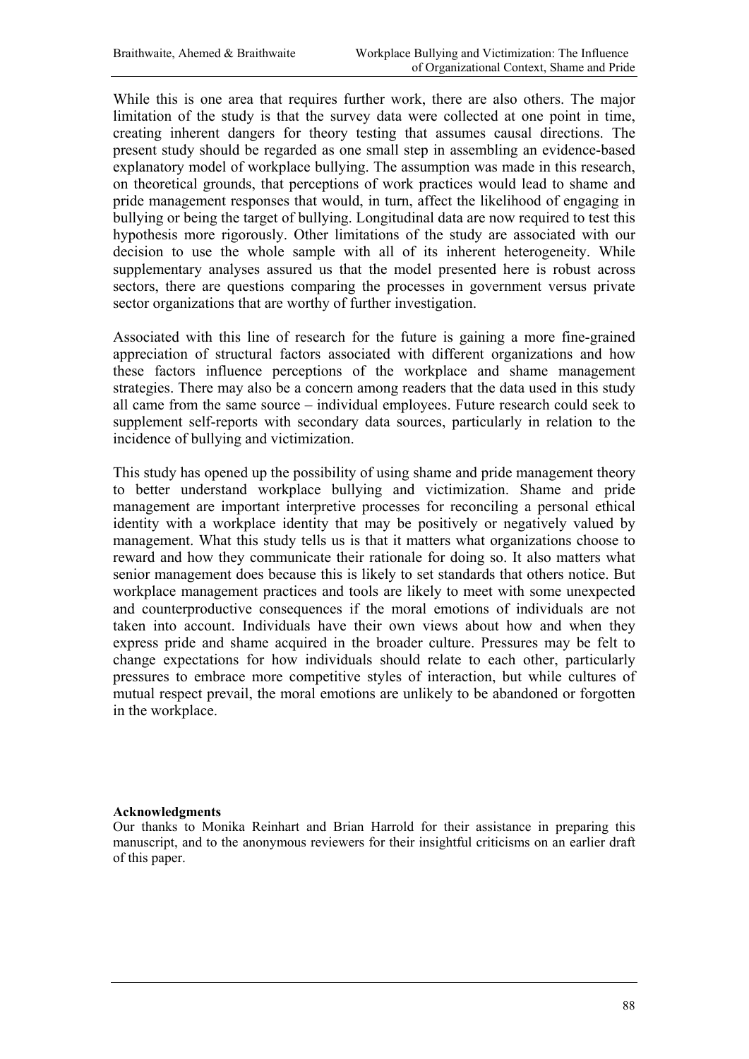While this is one area that requires further work, there are also others. The major limitation of the study is that the survey data were collected at one point in time, creating inherent dangers for theory testing that assumes causal directions. The present study should be regarded as one small step in assembling an evidence-based explanatory model of workplace bullying. The assumption was made in this research, on theoretical grounds, that perceptions of work practices would lead to shame and pride management responses that would, in turn, affect the likelihood of engaging in bullying or being the target of bullying. Longitudinal data are now required to test this hypothesis more rigorously. Other limitations of the study are associated with our decision to use the whole sample with all of its inherent heterogeneity. While supplementary analyses assured us that the model presented here is robust across sectors, there are questions comparing the processes in government versus private sector organizations that are worthy of further investigation.

Associated with this line of research for the future is gaining a more fine-grained appreciation of structural factors associated with different organizations and how these factors influence perceptions of the workplace and shame management strategies. There may also be a concern among readers that the data used in this study all came from the same source – individual employees. Future research could seek to supplement self-reports with secondary data sources, particularly in relation to the incidence of bullying and victimization.

This study has opened up the possibility of using shame and pride management theory to better understand workplace bullying and victimization. Shame and pride management are important interpretive processes for reconciling a personal ethical identity with a workplace identity that may be positively or negatively valued by management. What this study tells us is that it matters what organizations choose to reward and how they communicate their rationale for doing so. It also matters what senior management does because this is likely to set standards that others notice. But workplace management practices and tools are likely to meet with some unexpected and counterproductive consequences if the moral emotions of individuals are not taken into account. Individuals have their own views about how and when they express pride and shame acquired in the broader culture. Pressures may be felt to change expectations for how individuals should relate to each other, particularly pressures to embrace more competitive styles of interaction, but while cultures of mutual respect prevail, the moral emotions are unlikely to be abandoned or forgotten in the workplace.

**Acknowledgments**

Our thanks to Monika Reinhart and Brian Harrold for their assistance in preparing this manuscript, and to the anonymous reviewers for their insightful criticisms on an earlier draft of this paper.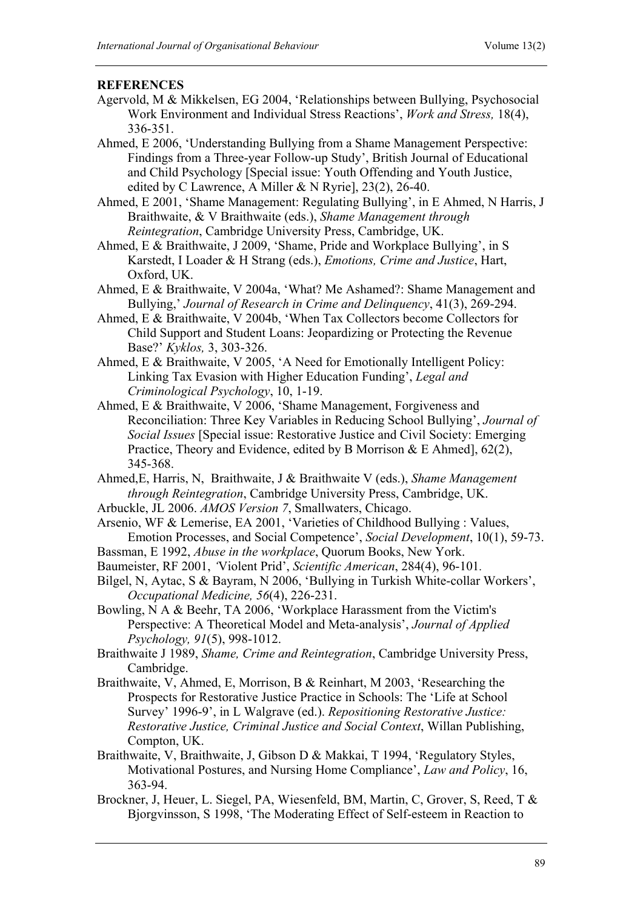**REFERENCES**

Agervold, M & Mikkelsen, EG 2004, 'Relationships between Bullying, Psychosocial Work Environment and Individual Stress Reactions', *Work and Stress,* 18(4), 336-351.

Ahmed, E 2006, 'Understanding Bullying from a Shame Management Perspective: Findings from a Three-year Follow-up Study', British Journal of Educational and Child Psychology [Special issue: Youth Offending and Youth Justice, edited by C Lawrence, A Miller & N Ryrie], 23(2), 26-40.

Ahmed, E 2001, 'Shame Management: Regulating Bullying', in E Ahmed, N Harris, J Braithwaite, & V Braithwaite (eds.), *Shame Management through Reintegration*, Cambridge University Press, Cambridge, UK.

Ahmed, E & Braithwaite, J 2009, 'Shame, Pride and Workplace Bullying', in S Karstedt, I Loader & H Strang (eds.), *Emotions, Crime and Justice*, Hart, Oxford, UK.

Ahmed, E & Braithwaite, V 2004a, 'What? Me Ashamed?: Shame Management and Bullying,' *Journal of Research in Crime and Delinquency*, 41(3), 269-294.

Ahmed, E & Braithwaite, V 2004b, 'When Tax Collectors become Collectors for Child Support and Student Loans: Jeopardizing or Protecting the Revenue Base?' *Kyklos,* 3, 303-326.

Ahmed, E & Braithwaite, V 2005, 'A Need for Emotionally Intelligent Policy: Linking Tax Evasion with Higher Education Funding', *Legal and Criminological Psychology*, 10, 1-19.

Ahmed, E & Braithwaite, V 2006, 'Shame Management, Forgiveness and Reconciliation: Three Key Variables in Reducing School Bullying', *Journal of Social Issues* [Special issue: Restorative Justice and Civil Society: Emerging Practice, Theory and Evidence, edited by B Morrison & E Ahmed], 62(2), 345-368.

Ahmed,E, Harris, N, Braithwaite, J & Braithwaite V (eds.), *Shame Management through Reintegration*, Cambridge University Press, Cambridge, UK.

Arbuckle, JL 2006. *AMOS Version 7*, Smallwaters, Chicago.

Arsenio, WF & Lemerise, EA 2001, 'Varieties of Childhood Bullying : Values, Emotion Processes, and Social Competence', *Social Development*, 10(1), 59-73.

Bassman, E 1992, *Abuse in the workplace*, Quorum Books, New York.

Baumeister, RF 2001, *'*Violent Prid', *Scientific American*, 284(4), 96-101.

Bilgel, N, Aytac, S & Bayram, N 2006, 'Bullying in Turkish White-collar Workers', *Occupational Medicine, 56*(4), 226-231.

Bowling, N A & Beehr, TA 2006, 'Workplace Harassment from the Victim's Perspective: A Theoretical Model and Meta-analysis', *Journal of Applied Psychology, 91*(5), 998-1012.

Braithwaite J 1989, *Shame, Crime and Reintegration*, Cambridge University Press, Cambridge.

Braithwaite, V, Ahmed, E, Morrison, B & Reinhart, M 2003, 'Researching the Prospects for Restorative Justice Practice in Schools: The 'Life at School Survey' 1996-9', in L Walgrave (ed.). *Repositioning Restorative Justice: Restorative Justice, Criminal Justice and Social Context*, Willan Publishing, Compton, UK.

Braithwaite, V, Braithwaite, J, Gibson D & Makkai, T 1994, 'Regulatory Styles, Motivational Postures, and Nursing Home Compliance', *Law and Policy*, 16, 363-94.

Brockner, J, Heuer, L. Siegel, PA, Wiesenfeld, BM, Martin, C, Grover, S, Reed, T & Bjorgvinsson, S 1998, 'The Moderating Effect of Self-esteem in Reaction to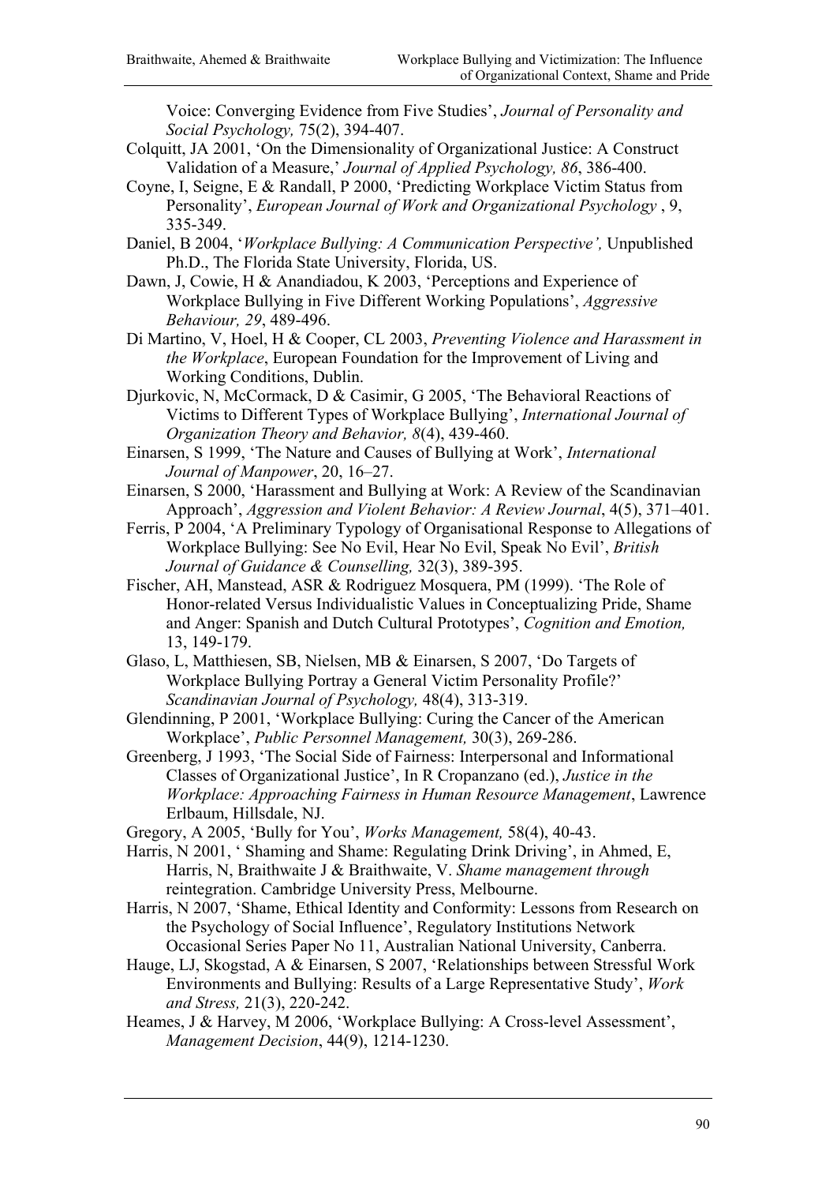Voice: Converging Evidence from Five Studies', *Journal of Personality and Social Psychology,* 75(2), 394-407.

Colquitt, JA 2001, 'On the Dimensionality of Organizational Justice: A Construct Validation of a Measure,' *Journal of Applied Psychology, 86*, 386-400.

Coyne, I, Seigne, E & Randall, P 2000, 'Predicting Workplace Victim Status from Personality', *European Journal of Work and Organizational Psychology* , 9, 335-349.

Daniel, B 2004, '*Workplace Bullying: A Communication Perspective',* Unpublished Ph.D., The Florida State University, Florida, US.

Dawn, J, Cowie, H & Anandiadou, K 2003, 'Perceptions and Experience of Workplace Bullying in Five Different Working Populations', *Aggressive Behaviour, 29*, 489-496.

Di Martino, V, Hoel, H & Cooper, CL 2003, *Preventing Violence and Harassment in the Workplace*, European Foundation for the Improvement of Living and Working Conditions, Dublin.

Djurkovic, N, McCormack, D & Casimir, G 2005, 'The Behavioral Reactions of Victims to Different Types of Workplace Bullying', *International Journal of Organization Theory and Behavior, 8*(4), 439-460.

Einarsen, S 1999, 'The Nature and Causes of Bullying at Work', *International Journal of Manpower*, 20, 16–27.

Einarsen, S 2000, 'Harassment and Bullying at Work: A Review of the Scandinavian Approach', *Aggression and Violent Behavior: A Review Journal*, 4(5), 371–401.

Ferris, P 2004, 'A Preliminary Typology of Organisational Response to Allegations of Workplace Bullying: See No Evil, Hear No Evil, Speak No Evil', *British Journal of Guidance & Counselling,* 32(3), 389-395.

Fischer, AH, Manstead, ASR & Rodriguez Mosquera, PM (1999). 'The Role of Honor-related Versus Individualistic Values in Conceptualizing Pride, Shame and Anger: Spanish and Dutch Cultural Prototypes', *Cognition and Emotion,* 13, 149-179.

Glaso, L, Matthiesen, SB, Nielsen, MB & Einarsen, S 2007, 'Do Targets of Workplace Bullying Portray a General Victim Personality Profile?' *Scandinavian Journal of Psychology,* 48(4), 313-319.

Glendinning, P 2001, 'Workplace Bullying: Curing the Cancer of the American Workplace', *Public Personnel Management,* 30(3), 269-286.

Greenberg, J 1993, 'The Social Side of Fairness: Interpersonal and Informational Classes of Organizational Justice', In R Cropanzano (ed.), *Justice in the Workplace: Approaching Fairness in Human Resource Management*, Lawrence Erlbaum, Hillsdale, NJ.

Gregory, A 2005, 'Bully for You', *Works Management,* 58(4), 40-43.

Harris, N 2001, ' Shaming and Shame: Regulating Drink Driving', in Ahmed, E, Harris, N, Braithwaite J & Braithwaite, V. *Shame management through* reintegration. Cambridge University Press, Melbourne.

Harris, N 2007, 'Shame, Ethical Identity and Conformity: Lessons from Research on the Psychology of Social Influence', Regulatory Institutions Network Occasional Series Paper No 11, Australian National University, Canberra.

Hauge, LJ, Skogstad, A & Einarsen, S 2007, 'Relationships between Stressful Work Environments and Bullying: Results of a Large Representative Study', *Work and Stress,* 21(3), 220-242.

Heames, J & Harvey, M 2006, 'Workplace Bullying: A Cross-level Assessment', *Management Decision*, 44(9), 1214-1230.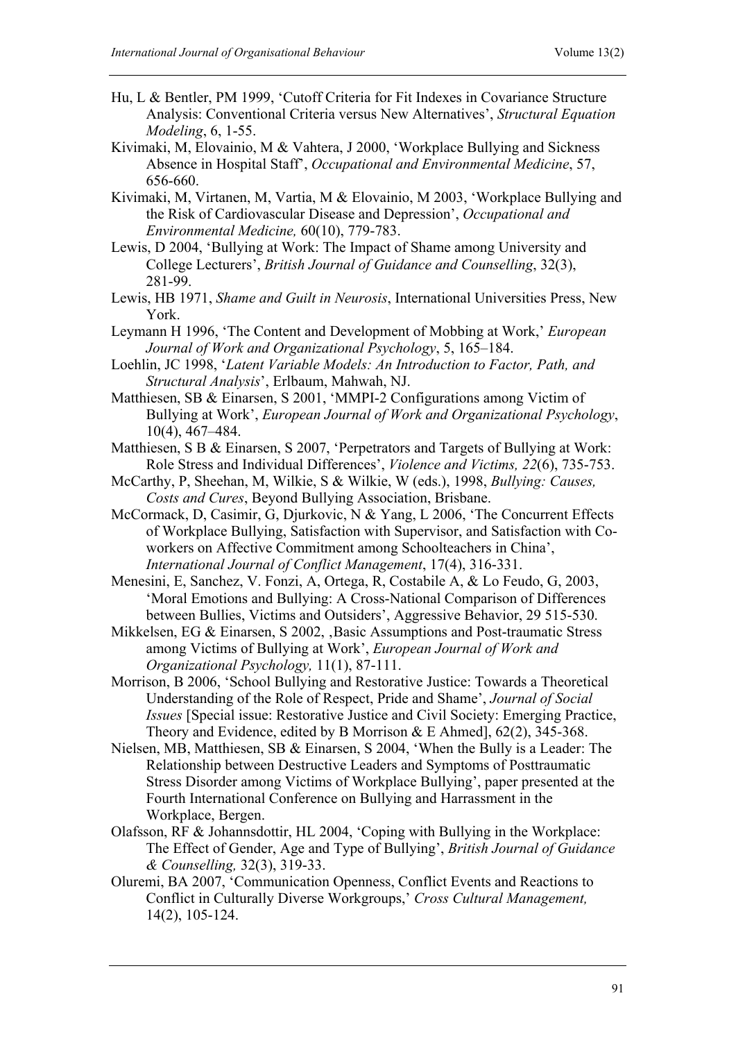Hu, L & Bentler, PM 1999, 'Cutoff Criteria for Fit Indexes in Covariance Structure Analysis: Conventional Criteria versus New Alternatives', *Structural Equation Modeling*, 6, 1-55.

Kivimaki, M, Elovainio, M & Vahtera, J 2000, 'Workplace Bullying and Sickness Absence in Hospital Staff', *Occupational and Environmental Medicine*, 57, 656-660.

Kivimaki, M, Virtanen, M, Vartia, M & Elovainio, M 2003, 'Workplace Bullying and the Risk of Cardiovascular Disease and Depression', *Occupational and Environmental Medicine,* 60(10), 779-783.

Lewis, D 2004, 'Bullying at Work: The Impact of Shame among University and College Lecturers', *British Journal of Guidance and Counselling*, 32(3), 281-99.

Lewis, HB 1971, *Shame and Guilt in Neurosis*, International Universities Press, New York.

Leymann H 1996, 'The Content and Development of Mobbing at Work,' *European Journal of Work and Organizational Psychology*, 5, 165–184.

Loehlin, JC 1998, '*Latent Variable Models: An Introduction to Factor, Path, and Structural Analysis*', Erlbaum, Mahwah, NJ.

Matthiesen, SB & Einarsen, S 2001, 'MMPI-2 Configurations among Victim of Bullying at Work', *European Journal of Work and Organizational Psychology*, 10(4), 467–484.

Matthiesen, S B & Einarsen, S 2007, 'Perpetrators and Targets of Bullying at Work: Role Stress and Individual Differences', *Violence and Victims, 22*(6), 735-753.

McCarthy, P, Sheehan, M, Wilkie, S & Wilkie, W (eds.), 1998, *Bullying: Causes, Costs and Cures*, Beyond Bullying Association, Brisbane.

McCormack, D, Casimir, G, Djurkovic, N & Yang, L 2006, 'The Concurrent Effects of Workplace Bullying, Satisfaction with Supervisor, and Satisfaction with Co-workers on Affective Commitment among Schoolteachers in China', *International Journal of Conflict Management*, 17(4), 316-331.

Menesini, E, Sanchez, V. Fonzi, A, Ortega, R, Costabile A, & Lo Feudo, G, 2003, 'Moral Emotions and Bullying: A Cross-National Comparison of Differences between Bullies, Victims and Outsiders', Aggressive Behavior, 29 515-530.

Mikkelsen, EG & Einarsen, S 2002, ‚Basic Assumptions and Post-traumatic Stress among Victims of Bullying at Work', *European Journal of Work and Organizational Psychology,* 11(1), 87-111.

Morrison, B 2006, 'School Bullying and Restorative Justice: Towards a Theoretical Understanding of the Role of Respect, Pride and Shame', *Journal of Social Issues* [Special issue: Restorative Justice and Civil Society: Emerging Practice, Theory and Evidence, edited by B Morrison & E Ahmed], 62(2), 345-368.

Nielsen, MB, Matthiesen, SB & Einarsen, S 2004, 'When the Bully is a Leader: The Relationship between Destructive Leaders and Symptoms of Posttraumatic Stress Disorder among Victims of Workplace Bullying', paper presented at the Fourth International Conference on Bullying and Harrassment in the Workplace, Bergen.

Olafsson, RF & Johannsdottir, HL 2004, 'Coping with Bullying in the Workplace: The Effect of Gender, Age and Type of Bullying', *British Journal of Guidance & Counselling,* 32(3), 319-33.

Oluremi, BA 2007, 'Communication Openness, Conflict Events and Reactions to Conflict in Culturally Diverse Workgroups,' *Cross Cultural Management,* 14(2), 105-124.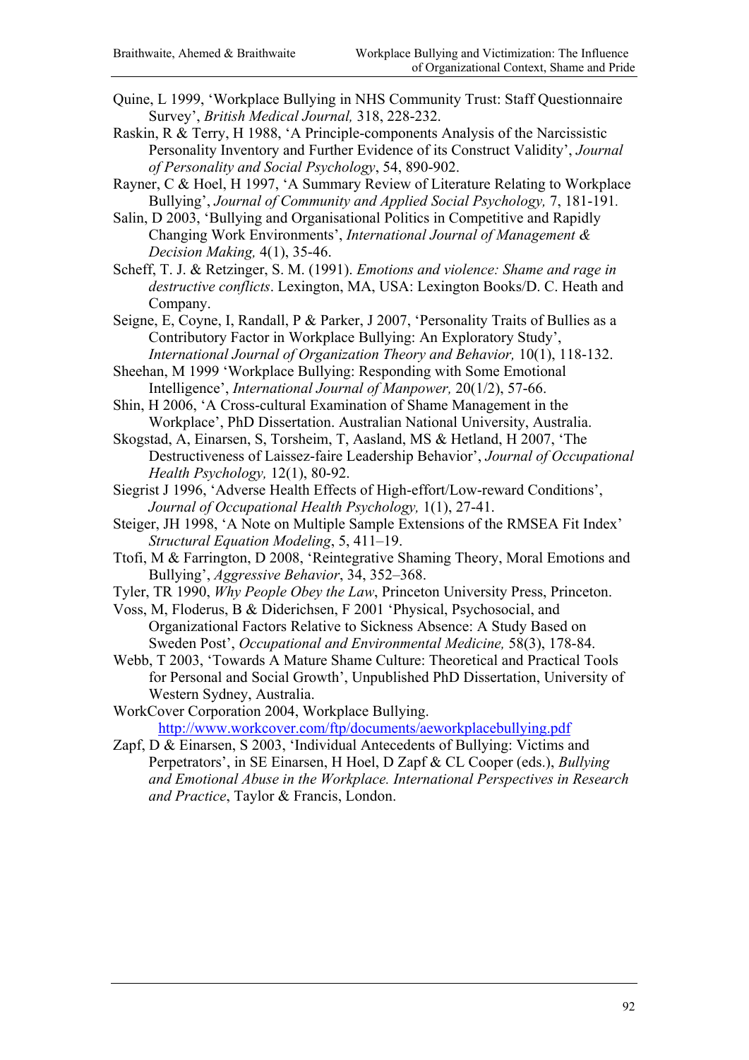Quine, L 1999, 'Workplace Bullying in NHS Community Trust: Staff Questionnaire Survey', *British Medical Journal,* 318, 228-232.

Raskin, R & Terry, H 1988, 'A Principle-components Analysis of the Narcissistic Personality Inventory and Further Evidence of its Construct Validity', *Journal of Personality and Social Psychology*, 54, 890-902.

Rayner, C & Hoel, H 1997, 'A Summary Review of Literature Relating to Workplace Bullying', *Journal of Community and Applied Social Psychology,* 7, 181-191.

Salin, D 2003, 'Bullying and Organisational Politics in Competitive and Rapidly Changing Work Environments', *International Journal of Management & Decision Making,* 4(1), 35-46.

Scheff, T. J. & Retzinger, S. M. (1991). *Emotions and violence: Shame and rage in destructive conflicts*. Lexington, MA, USA: Lexington Books/D. C. Heath and Company.

Seigne, E, Coyne, I, Randall, P & Parker, J 2007, 'Personality Traits of Bullies as a Contributory Factor in Workplace Bullying: An Exploratory Study', *International Journal of Organization Theory and Behavior,* 10(1), 118-132.

Sheehan, M 1999 'Workplace Bullying: Responding with Some Emotional Intelligence', *International Journal of Manpower,* 20(1/2), 57-66.

Shin, H 2006, 'A Cross-cultural Examination of Shame Management in the Workplace', PhD Dissertation. Australian National University, Australia.

Skogstad, A, Einarsen, S, Torsheim, T, Aasland, MS & Hetland, H 2007, 'The Destructiveness of Laissez-faire Leadership Behavior', *Journal of Occupational Health Psychology,* 12(1), 80-92.

Siegrist J 1996, 'Adverse Health Effects of High-effort/Low-reward Conditions', *Journal of Occupational Health Psychology,* 1(1), 27-41.

Steiger, JH 1998, 'A Note on Multiple Sample Extensions of the RMSEA Fit Index' *Structural Equation Modeling*, 5, 411–19.

Ttofi, M & Farrington, D 2008, 'Reintegrative Shaming Theory, Moral Emotions and Bullying', *Aggressive Behavior*, 34, 352–368.

Tyler, TR 1990, *Why People Obey the Law*, Princeton University Press, Princeton.

Voss, M, Floderus, B & Diderichsen, F 2001 'Physical, Psychosocial, and Organizational Factors Relative to Sickness Absence: A Study Based on Sweden Post', *Occupational and Environmental Medicine,* 58(3), 178-84.

Webb, T 2003, 'Towards A Mature Shame Culture: Theoretical and Practical Tools for Personal and Social Growth', Unpublished PhD Dissertation, University of Western Sydney, Australia.

WorkCover Corporation 2004, Workplace Bullying. http://www.workcover.com/ftp/documents/aeworkplacebullying.pdf

Zapf, D & Einarsen, S 2003, 'Individual Antecedents of Bullying: Victims and Perpetrators', in SE Einarsen, H Hoel, D Zapf & CL Cooper (eds.), *Bullying and Emotional Abuse in the Workplace. International Perspectives in Research and Practice*, Taylor & Francis, London.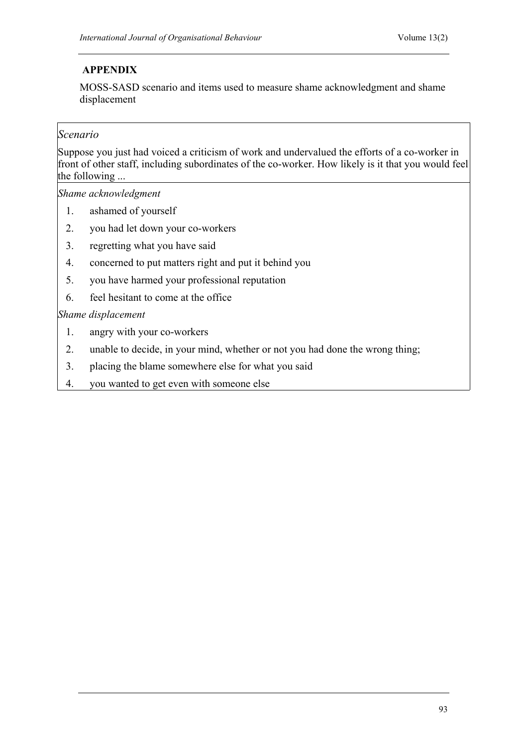## APPENDIX

MOSS-SASD scenario and items used to measure shame acknowledgment and shame displacement

*Scenario*

Suppose you just had voiced a criticism of work and undervalued the efforts of a co-worker in front of other staff, including subordinates of the co-worker. How likely is it that you would feel the following ...

*Shame acknowledgment*

1. ashamed of yourself
2. you had let down your co-workers
3. regretting what you have said
4. concerned to put matters right and put it behind you
5. you have harmed your professional reputation
6. feel hesitant to come at the office

*Shame displacement*

1. angry with your co-workers
2. unable to decide, in your mind, whether or not you had done the wrong thing;
3. placing the blame somewhere else for what you said
4. you wanted to get even with someone else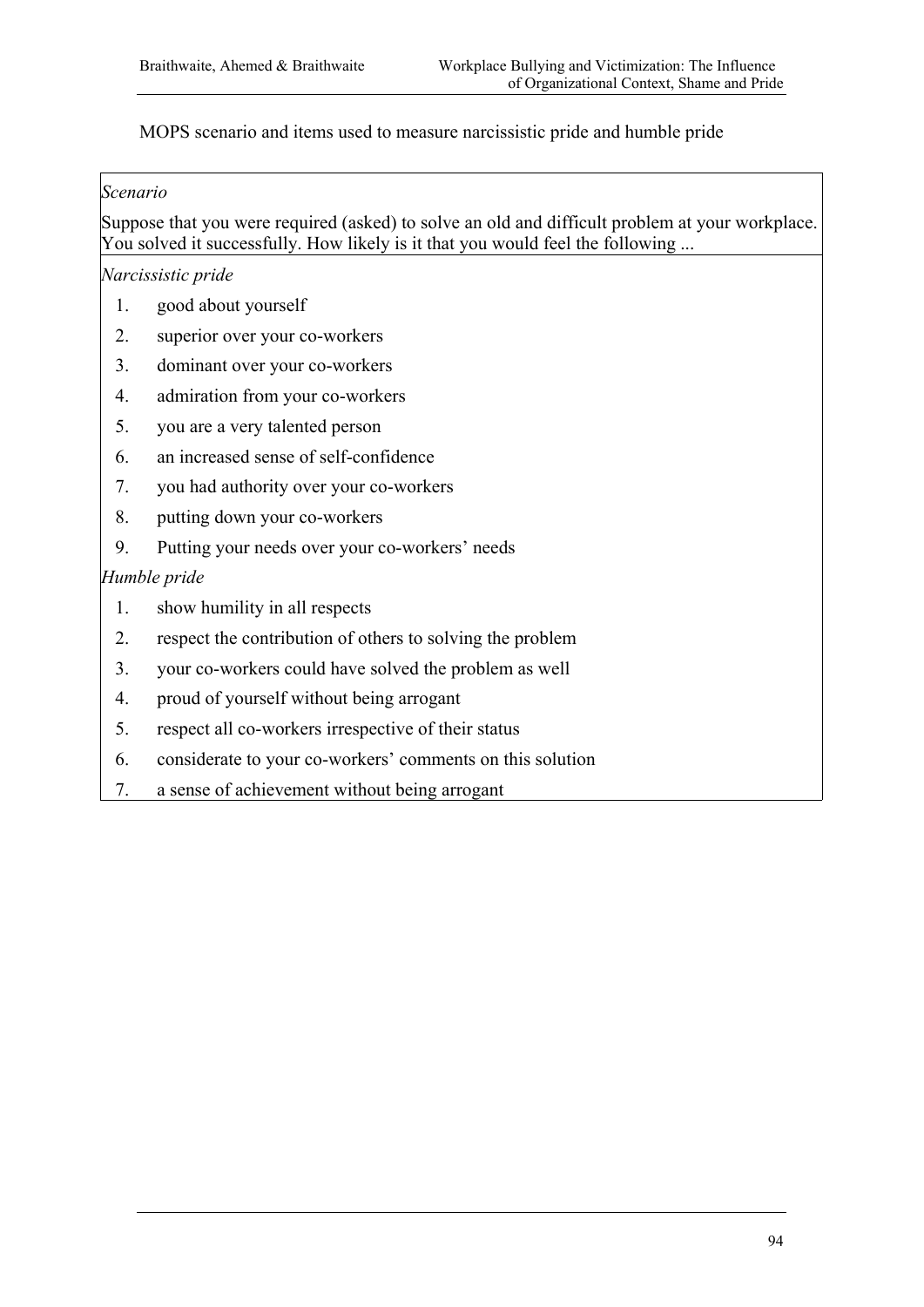MOPS scenario and items used to measure narcissistic pride and humble pride

*Scenario*

Suppose that you were required (asked) to solve an old and difficult problem at your workplace. You solved it successfully. How likely is it that you would feel the following ...

*Narcissistic pride*

1. good about yourself
2. superior over your co-workers
3. dominant over your co-workers
4. admiration from your co-workers
5. you are a very talented person
6. an increased sense of self-confidence
7. you had authority over your co-workers
8. putting down your co-workers
9. Putting your needs over your co-workers' needs

*Humble pride*

1. show humility in all respects
2. respect the contribution of others to solving the problem
3. your co-workers could have solved the problem as well
4. proud of yourself without being arrogant
5. respect all co-workers irrespective of their status
6. considerate to your co-workers' comments on this solution
7. a sense of achievement without being arrogant